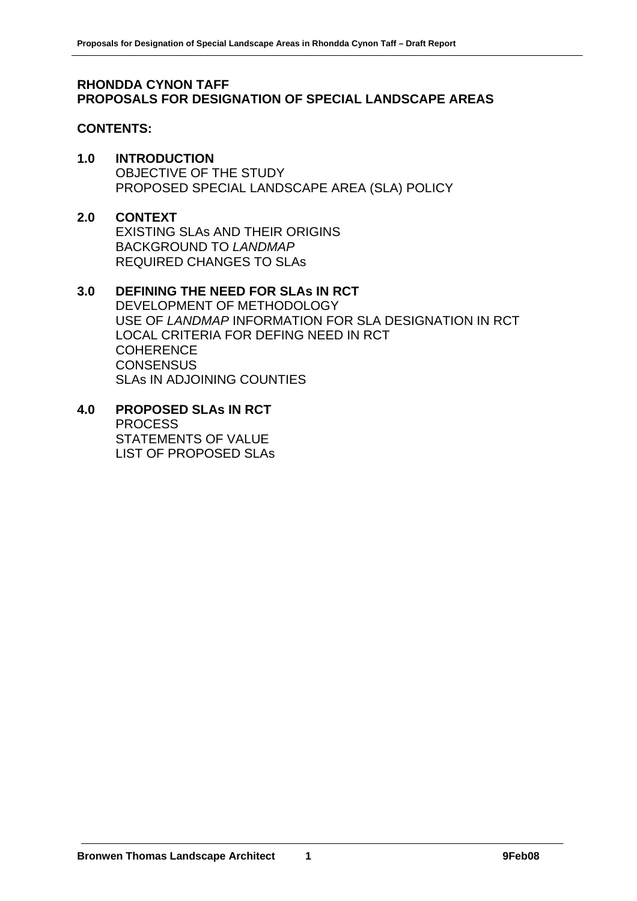# RHONDDA CYNON TAFF
# PROPOSALS FOR DESIGNATION OF SPECIAL LANDSCAPE AREAS

## CONTENTS:

**1.0 INTRODUCTION**
OBJECTIVE OF THE STUDY
PROPOSED SPECIAL LANDSCAPE AREA (SLA) POLICY

**2.0 CONTEXT**
EXISTING SLAs AND THEIR ORIGINS
BACKGROUND TO *LANDMAP*
REQUIRED CHANGES TO SLAs

**3.0 DEFINING THE NEED FOR SLAs IN RCT**
DEVELOPMENT OF METHODOLOGY
USE OF *LANDMAP* INFORMATION FOR SLA DESIGNATION IN RCT
LOCAL CRITERIA FOR DEFING NEED IN RCT
COHERENCE
CONSENSUS
SLAs IN ADJOINING COUNTIES

**4.0 PROPOSED SLAs IN RCT**
PROCESS
STATEMENTS OF VALUE
LIST OF PROPOSED SLAs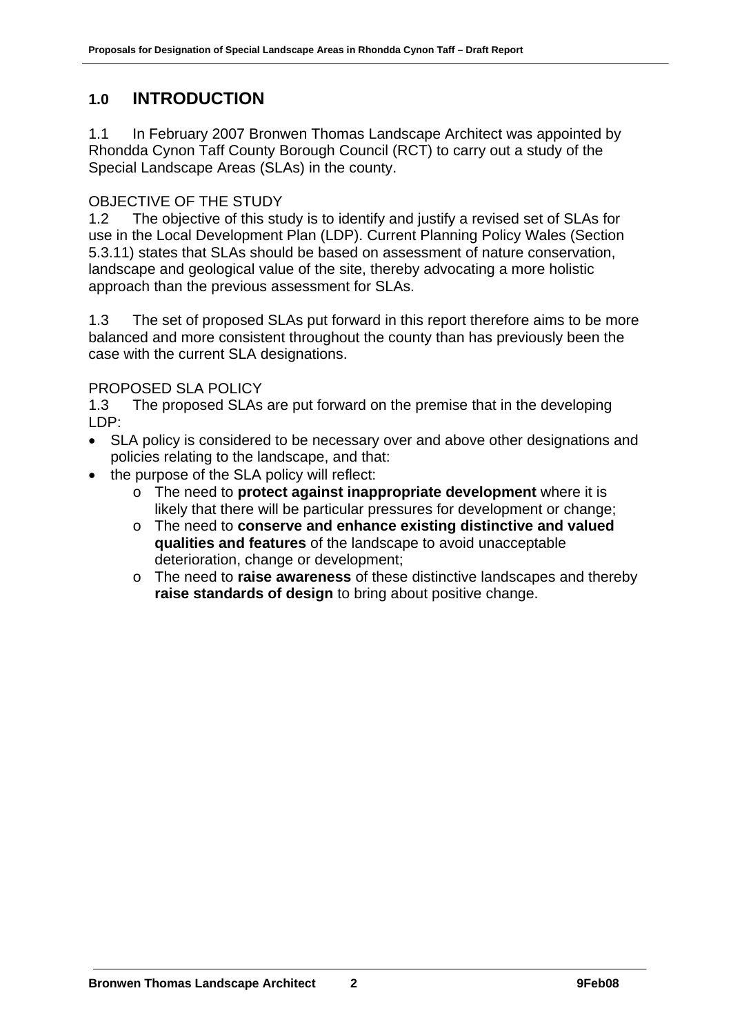# 1.0 INTRODUCTION

1.1 In February 2007 Bronwen Thomas Landscape Architect was appointed by Rhondda Cynon Taff County Borough Council (RCT) to carry out a study of the Special Landscape Areas (SLAs) in the county.

OBJECTIVE OF THE STUDY

1.2 The objective of this study is to identify and justify a revised set of SLAs for use in the Local Development Plan (LDP). Current Planning Policy Wales (Section 5.3.11) states that SLAs should be based on assessment of nature conservation, landscape and geological value of the site, thereby advocating a more holistic approach than the previous assessment for SLAs.

1.3 The set of proposed SLAs put forward in this report therefore aims to be more balanced and more consistent throughout the county than has previously been the case with the current SLA designations.

PROPOSED SLA POLICY

1.3 The proposed SLAs are put forward on the premise that in the developing LDP:

- SLA policy is considered to be necessary over and above other designations and policies relating to the landscape, and that:
- the purpose of the SLA policy will reflect:
  - The need to **protect against inappropriate development** where it is likely that there will be particular pressures for development or change;
  - The need to **conserve and enhance existing distinctive and valued qualities and features** of the landscape to avoid unacceptable deterioration, change or development;
  - The need to **raise awareness** of these distinctive landscapes and thereby **raise standards of design** to bring about positive change.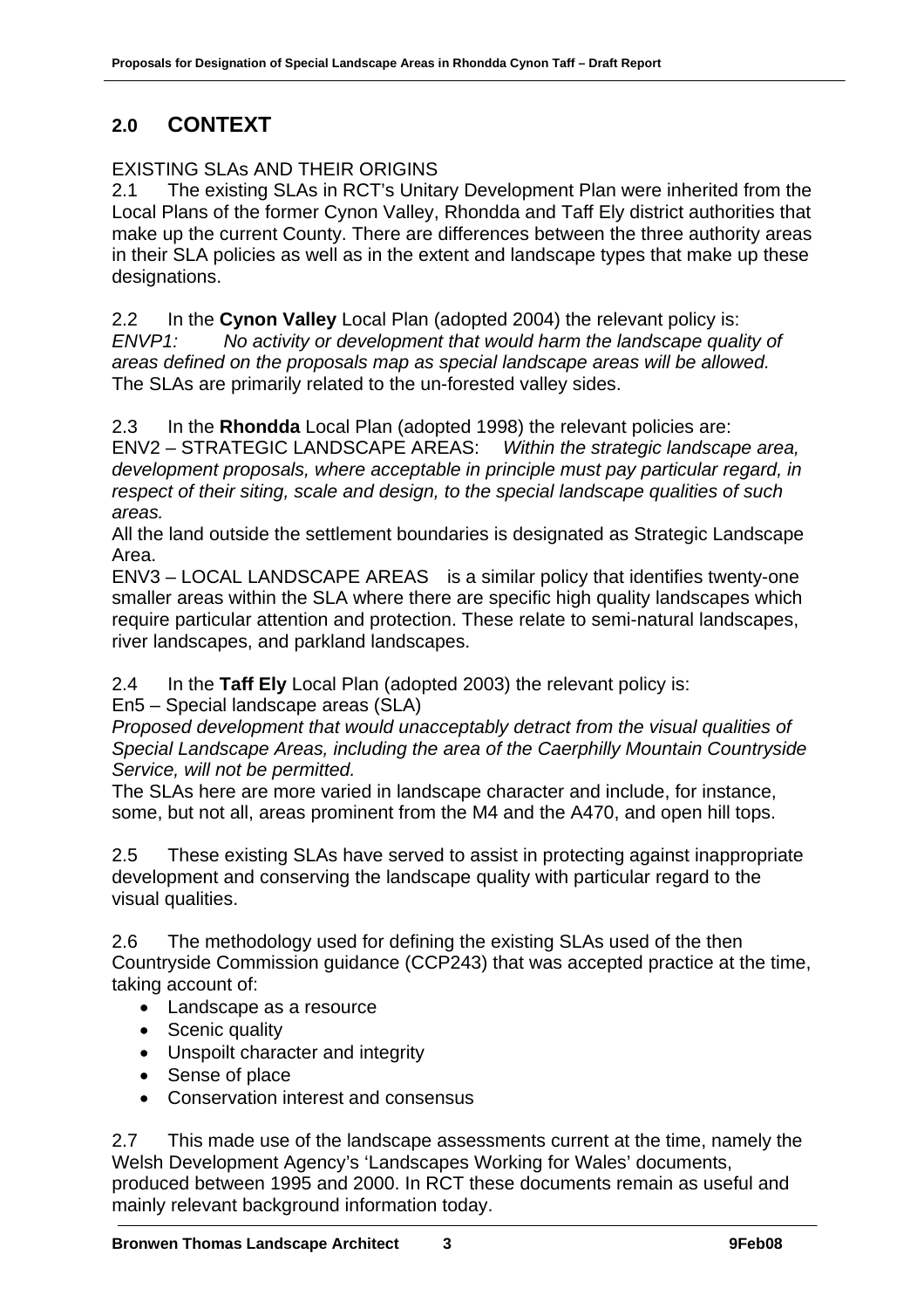## 2.0 CONTEXT

EXISTING SLAs AND THEIR ORIGINS

2.1 The existing SLAs in RCT's Unitary Development Plan were inherited from the Local Plans of the former Cynon Valley, Rhondda and Taff Ely district authorities that make up the current County. There are differences between the three authority areas in their SLA policies as well as in the extent and landscape types that make up these designations.

2.2 In the **Cynon Valley** Local Plan (adopted 2004) the relevant policy is:
*ENVP1: No activity or development that would harm the landscape quality of areas defined on the proposals map as special landscape areas will be allowed.*
The SLAs are primarily related to the un-forested valley sides.

2.3 In the **Rhondda** Local Plan (adopted 1998) the relevant policies are:
ENV2 – STRATEGIC LANDSCAPE AREAS: *Within the strategic landscape area, development proposals, where acceptable in principle must pay particular regard, in respect of their siting, scale and design, to the special landscape qualities of such areas.*
All the land outside the settlement boundaries is designated as Strategic Landscape Area.
ENV3 – LOCAL LANDSCAPE AREAS is a similar policy that identifies twenty-one smaller areas within the SLA where there are specific high quality landscapes which require particular attention and protection. These relate to semi-natural landscapes, river landscapes, and parkland landscapes.

2.4 In the **Taff Ely** Local Plan (adopted 2003) the relevant policy is:
En5 – Special landscape areas (SLA)
*Proposed development that would unacceptably detract from the visual qualities of Special Landscape Areas, including the area of the Caerphilly Mountain Countryside Service, will not be permitted.*
The SLAs here are more varied in landscape character and include, for instance, some, but not all, areas prominent from the M4 and the A470, and open hill tops.

2.5 These existing SLAs have served to assist in protecting against inappropriate development and conserving the landscape quality with particular regard to the visual qualities.

2.6 The methodology used for defining the existing SLAs used of the then Countryside Commission guidance (CCP243) that was accepted practice at the time, taking account of:

- Landscape as a resource
- Scenic quality
- Unspoilt character and integrity
- Sense of place
- Conservation interest and consensus

2.7 This made use of the landscape assessments current at the time, namely the Welsh Development Agency's 'Landscapes Working for Wales' documents, produced between 1995 and 2000. In RCT these documents remain as useful and mainly relevant background information today.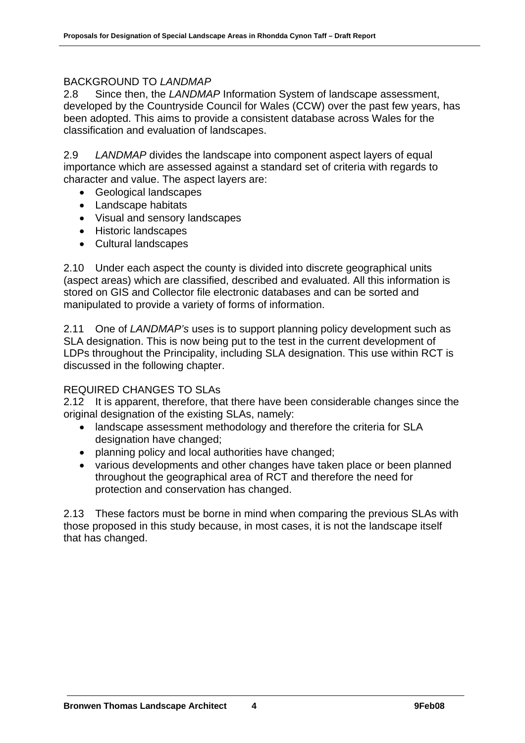## BACKGROUND TO *LANDMAP*

2.8 Since then, the *LANDMAP* Information System of landscape assessment, developed by the Countryside Council for Wales (CCW) over the past few years, has been adopted. This aims to provide a consistent database across Wales for the classification and evaluation of landscapes.

2.9 *LANDMAP* divides the landscape into component aspect layers of equal importance which are assessed against a standard set of criteria with regards to character and value. The aspect layers are:

- Geological landscapes
- Landscape habitats
- Visual and sensory landscapes
- Historic landscapes
- Cultural landscapes

2.10 Under each aspect the county is divided into discrete geographical units (aspect areas) which are classified, described and evaluated. All this information is stored on GIS and Collector file electronic databases and can be sorted and manipulated to provide a variety of forms of information.

2.11 One of *LANDMAP's* uses is to support planning policy development such as SLA designation. This is now being put to the test in the current development of LDPs throughout the Principality, including SLA designation. This use within RCT is discussed in the following chapter.

## REQUIRED CHANGES TO SLAs

2.12 It is apparent, therefore, that there have been considerable changes since the original designation of the existing SLAs, namely:

- landscape assessment methodology and therefore the criteria for SLA designation have changed;
- planning policy and local authorities have changed;
- various developments and other changes have taken place or been planned throughout the geographical area of RCT and therefore the need for protection and conservation has changed.

2.13 These factors must be borne in mind when comparing the previous SLAs with those proposed in this study because, in most cases, it is not the landscape itself that has changed.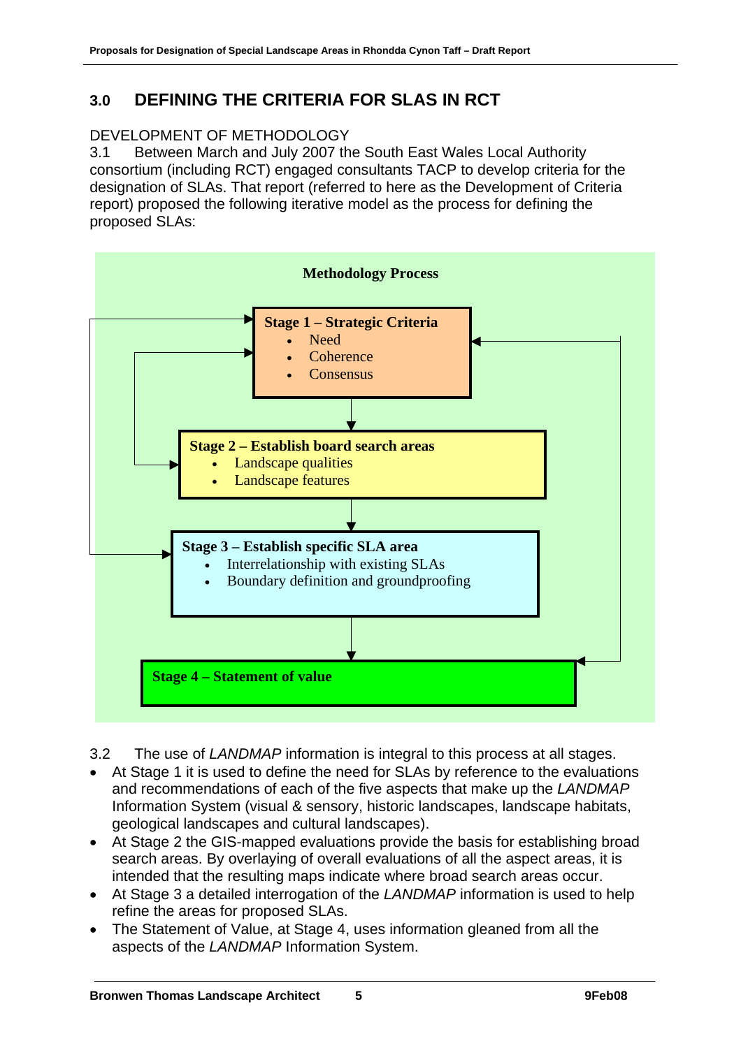## 3.0 DEFINING THE CRITERIA FOR SLAS IN RCT

DEVELOPMENT OF METHODOLOGY

3.1 Between March and July 2007 the South East Wales Local Authority consortium (including RCT) engaged consultants TACP to develop criteria for the designation of SLAs. That report (referred to here as the Development of Criteria report) proposed the following iterative model as the process for defining the proposed SLAs:

**Methodology Process**

**Stage 1 – Strategic Criteria**
- Need
- Coherence
- Consensus

**Stage 2 – Establish board search areas**
- Landscape qualities
- Landscape features

**Stage 3 – Establish specific SLA area**
- Interrelationship with existing SLAs
- Boundary definition and groundproofing

**Stage 4 – Statement of value**

3.2 The use of *LANDMAP* information is integral to this process at all stages.

- At Stage 1 it is used to define the need for SLAs by reference to the evaluations and recommendations of each of the five aspects that make up the *LANDMAP* Information System (visual & sensory, historic landscapes, landscape habitats, geological landscapes and cultural landscapes).
- At Stage 2 the GIS-mapped evaluations provide the basis for establishing broad search areas. By overlaying of overall evaluations of all the aspect areas, it is intended that the resulting maps indicate where broad search areas occur.
- At Stage 3 a detailed interrogation of the *LANDMAP* information is used to help refine the areas for proposed SLAs.
- The Statement of Value, at Stage 4, uses information gleaned from all the aspects of the *LANDMAP* Information System.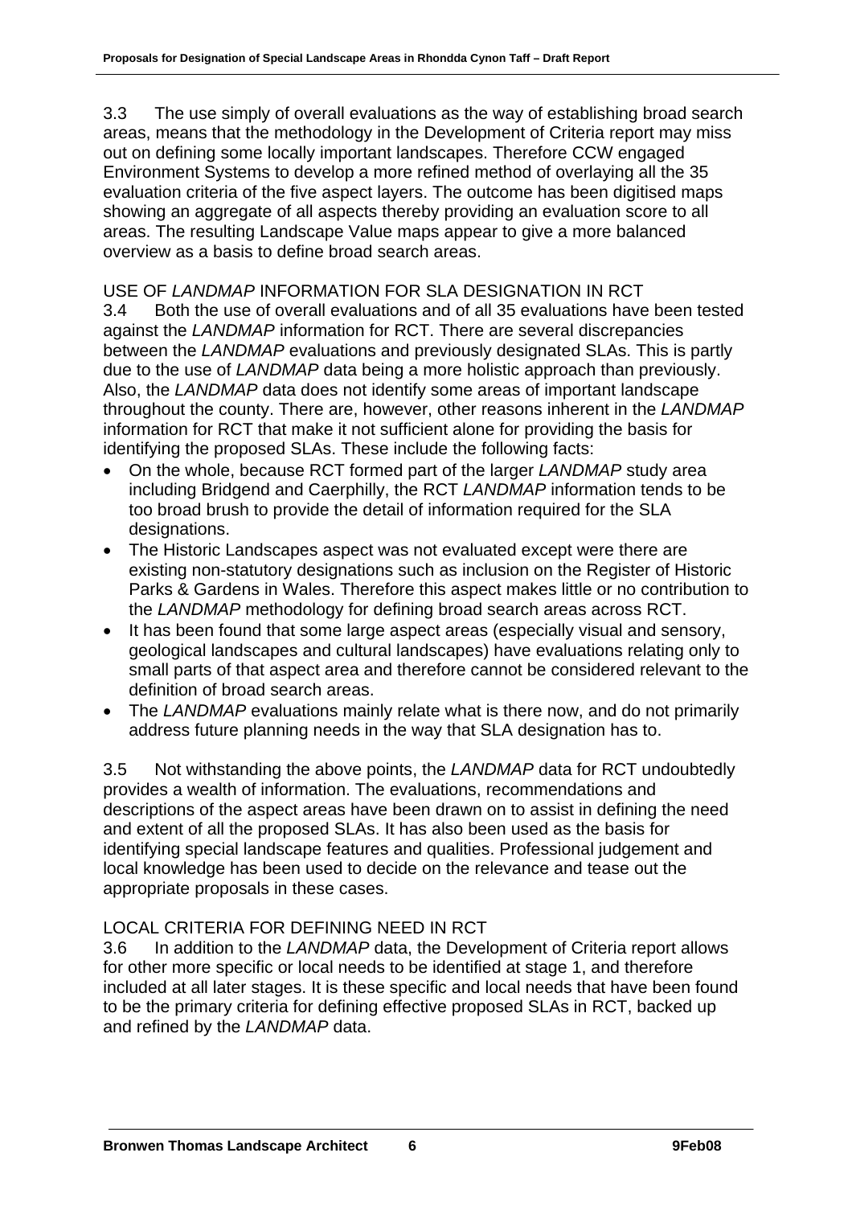3.3 The use simply of overall evaluations as the way of establishing broad search areas, means that the methodology in the Development of Criteria report may miss out on defining some locally important landscapes. Therefore CCW engaged Environment Systems to develop a more refined method of overlaying all the 35 evaluation criteria of the five aspect layers. The outcome has been digitised maps showing an aggregate of all aspects thereby providing an evaluation score to all areas. The resulting Landscape Value maps appear to give a more balanced overview as a basis to define broad search areas.

## USE OF *LANDMAP* INFORMATION FOR SLA DESIGNATION IN RCT

3.4 Both the use of overall evaluations and of all 35 evaluations have been tested against the *LANDMAP* information for RCT. There are several discrepancies between the *LANDMAP* evaluations and previously designated SLAs. This is partly due to the use of *LANDMAP* data being a more holistic approach than previously. Also, the *LANDMAP* data does not identify some areas of important landscape throughout the county. There are, however, other reasons inherent in the *LANDMAP* information for RCT that make it not sufficient alone for providing the basis for identifying the proposed SLAs. These include the following facts:

- On the whole, because RCT formed part of the larger *LANDMAP* study area including Bridgend and Caerphilly, the RCT *LANDMAP* information tends to be too broad brush to provide the detail of information required for the SLA designations.
- The Historic Landscapes aspect was not evaluated except were there are existing non-statutory designations such as inclusion on the Register of Historic Parks & Gardens in Wales. Therefore this aspect makes little or no contribution to the *LANDMAP* methodology for defining broad search areas across RCT.
- It has been found that some large aspect areas (especially visual and sensory, geological landscapes and cultural landscapes) have evaluations relating only to small parts of that aspect area and therefore cannot be considered relevant to the definition of broad search areas.
- The *LANDMAP* evaluations mainly relate what is there now, and do not primarily address future planning needs in the way that SLA designation has to.

3.5 Not withstanding the above points, the *LANDMAP* data for RCT undoubtedly provides a wealth of information. The evaluations, recommendations and descriptions of the aspect areas have been drawn on to assist in defining the need and extent of all the proposed SLAs. It has also been used as the basis for identifying special landscape features and qualities. Professional judgement and local knowledge has been used to decide on the relevance and tease out the appropriate proposals in these cases.

## LOCAL CRITERIA FOR DEFINING NEED IN RCT

3.6 In addition to the *LANDMAP* data, the Development of Criteria report allows for other more specific or local needs to be identified at stage 1, and therefore included at all later stages. It is these specific and local needs that have been found to be the primary criteria for defining effective proposed SLAs in RCT, backed up and refined by the *LANDMAP* data.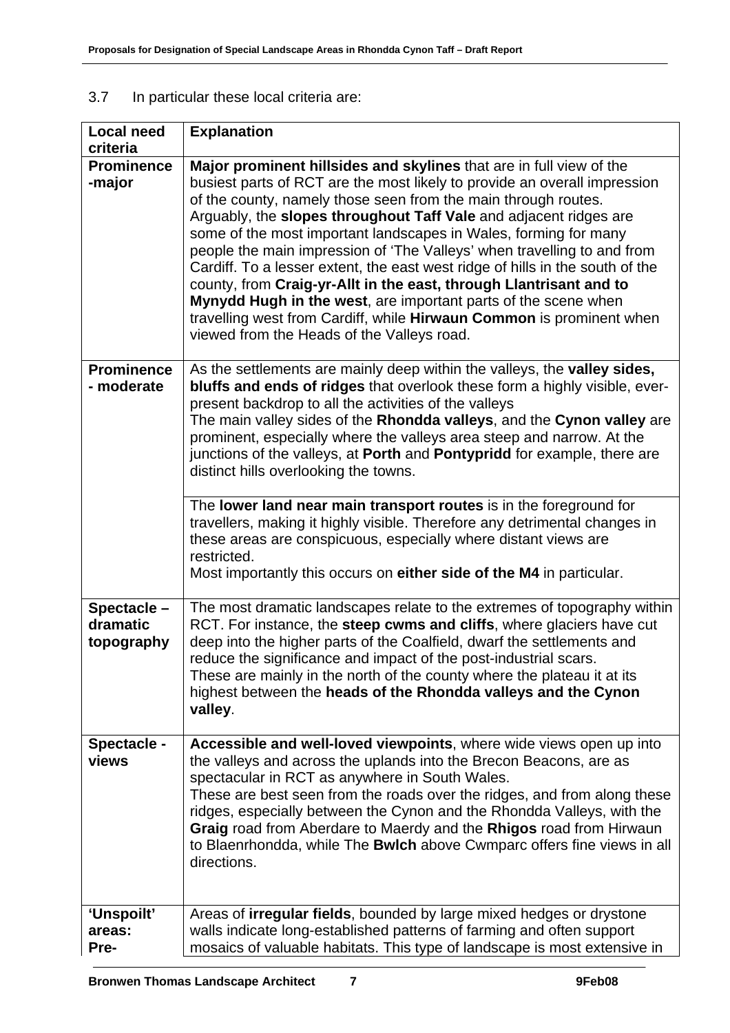3.7 In particular these local criteria are:

| Local need criteria | Explanation |
|---|---|
| **Prominence -major** | **Major prominent hillsides and skylines** that are in full view of the busiest parts of RCT are the most likely to provide an overall impression of the county, namely those seen from the main through routes. Arguably, the **slopes throughout Taff Vale** and adjacent ridges are some of the most important landscapes in Wales, forming for many people the main impression of 'The Valleys' when travelling to and from Cardiff. To a lesser extent, the east west ridge of hills in the south of the county, from **Craig-yr-Allt in the east, through Llantrisant and to Mynydd Hugh in the west**, are important parts of the scene when travelling west from Cardiff, while **Hirwaun Common** is prominent when viewed from the Heads of the Valleys road. |
| **Prominence - moderate** | As the settlements are mainly deep within the valleys, the **valley sides, bluffs and ends of ridges** that overlook these form a highly visible, ever-present backdrop to all the activities of the valleys<br>The main valley sides of the **Rhondda valleys**, and the **Cynon valley** are prominent, especially where the valleys area steep and narrow. At the junctions of the valleys, at **Porth** and **Pontypridd** for example, there are distinct hills overlooking the towns. |
| | The **lower land near main transport routes** is in the foreground for travellers, making it highly visible. Therefore any detrimental changes in these areas are conspicuous, especially where distant views are restricted.<br>Most importantly this occurs on **either side of the M4** in particular. |
| **Spectacle – dramatic topography** | The most dramatic landscapes relate to the extremes of topography within RCT. For instance, the **steep cwms and cliffs**, where glaciers have cut deep into the higher parts of the Coalfield, dwarf the settlements and reduce the significance and impact of the post-industrial scars.<br>These are mainly in the north of the county where the plateau it at its highest between the **heads of the Rhondda valleys and the Cynon valley**. |
| **Spectacle - views** | **Accessible and well-loved viewpoints**, where wide views open up into the valleys and across the uplands into the Brecon Beacons, are as spectacular in RCT as anywhere in South Wales.<br>These are best seen from the roads over the ridges, and from along these ridges, especially between the Cynon and the Rhondda Valleys, with the **Graig** road from Aberdare to Maerdy and the **Rhigos** road from Hirwaun to Blaenrhondda, while The **Bwlch** above Cwmparc offers fine views in all directions. |
| **'Unspoilt' areas: Pre-** | Areas of **irregular fields**, bounded by large mixed hedges or drystone walls indicate long-established patterns of farming and often support mosaics of valuable habitats. This type of landscape is most extensive in |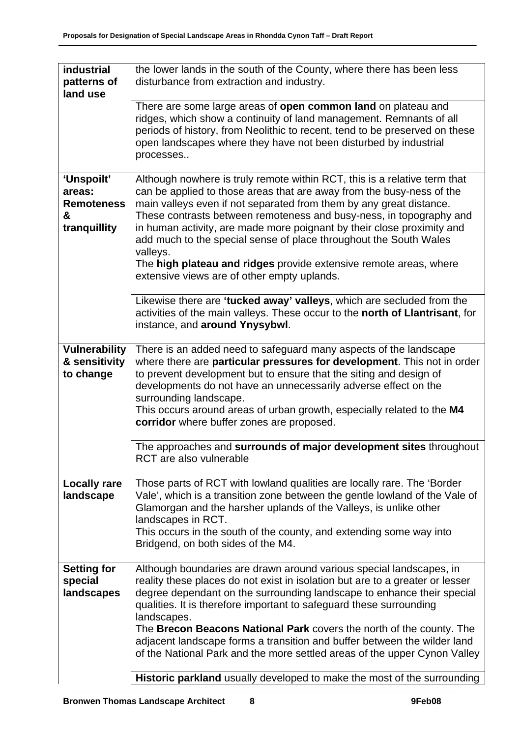| | |
|---|---|
| **industrial patterns of land use** | the lower lands in the south of the County, where there has been less disturbance from extraction and industry. |
| | There are some large areas of **open common land** on plateau and ridges, which show a continuity of land management. Remnants of all periods of history, from Neolithic to recent, tend to be preserved on these open landscapes where they have not been disturbed by industrial processes.. |
| **'Unspoilt' areas: Remoteness & tranquillity** | Although nowhere is truly remote within RCT, this is a relative term that can be applied to those areas that are away from the busy-ness of the main valleys even if not separated from them by any great distance. These contrasts between remoteness and busy-ness, in topography and in human activity, are made more poignant by their close proximity and add much to the special sense of place throughout the South Wales valleys. <br> The **high plateau and ridges** provide extensive remote areas, where extensive views are of other empty uplands. |
| | Likewise there are **'tucked away' valleys**, which are secluded from the activities of the main valleys. These occur to the **north of Llantrisant**, for instance, and **around Ynysybwl**. |
| **Vulnerability & sensitivity to change** | There is an added need to safeguard many aspects of the landscape where there are **particular pressures for development**. This not in order to prevent development but to ensure that the siting and design of developments do not have an unnecessarily adverse effect on the surrounding landscape. <br> This occurs around areas of urban growth, especially related to the **M4 corridor** where buffer zones are proposed. |
| | The approaches and **surrounds of major development sites** throughout RCT are also vulnerable |
| **Locally rare landscape** | Those parts of RCT with lowland qualities are locally rare. The 'Border Vale', which is a transition zone between the gentle lowland of the Vale of Glamorgan and the harsher uplands of the Valleys, is unlike other landscapes in RCT. <br> This occurs in the south of the county, and extending some way into Bridgend, on both sides of the M4. |
| **Setting for special landscapes** | Although boundaries are drawn around various special landscapes, in reality these places do not exist in isolation but are to a greater or lesser degree dependant on the surrounding landscape to enhance their special qualities. It is therefore important to safeguard these surrounding landscapes. <br> The **Brecon Beacons National Park** covers the north of the county. The adjacent landscape forms a transition and buffer between the wilder land of the National Park and the more settled areas of the upper Cynon Valley |
| | **Historic parkland** usually developed to make the most of the surrounding |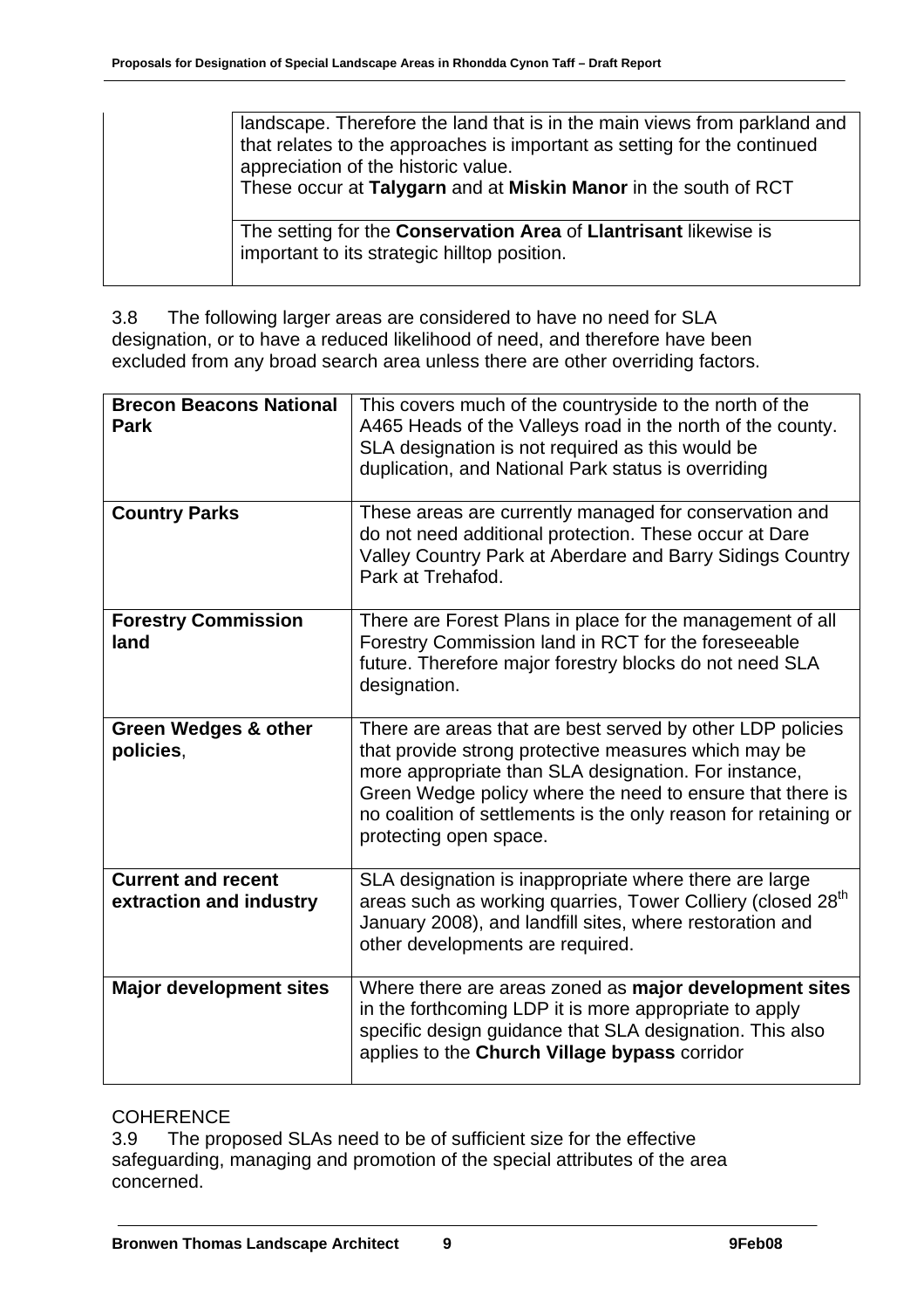| | landscape. Therefore the land that is in the main views from parkland and that relates to the approaches is important as setting for the continued appreciation of the historic value.<br>These occur at **Talygarn** and at **Miskin Manor** in the south of RCT |
|---|---|
| | The setting for the **Conservation Area** of **Llantrisant** likewise is important to its strategic hilltop position. |

3.8 The following larger areas are considered to have no need for SLA designation, or to have a reduced likelihood of need, and therefore have been excluded from any broad search area unless there are other overriding factors.

| | |
|---|---|
| **Brecon Beacons National Park** | This covers much of the countryside to the north of the A465 Heads of the Valleys road in the north of the county. SLA designation is not required as this would be duplication, and National Park status is overriding |
| **Country Parks** | These areas are currently managed for conservation and do not need additional protection. These occur at Dare Valley Country Park at Aberdare and Barry Sidings Country Park at Trehafod. |
| **Forestry Commission land** | There are Forest Plans in place for the management of all Forestry Commission land in RCT for the foreseeable future. Therefore major forestry blocks do not need SLA designation. |
| **Green Wedges & other policies**, | There are areas that are best served by other LDP policies that provide strong protective measures which may be more appropriate than SLA designation. For instance, Green Wedge policy where the need to ensure that there is no coalition of settlements is the only reason for retaining or protecting open space. |
| **Current and recent extraction and industry** | SLA designation is inappropriate where there are large areas such as working quarries, Tower Colliery (closed 28th January 2008), and landfill sites, where restoration and other developments are required. |
| **Major development sites** | Where there are areas zoned as **major development sites** in the forthcoming LDP it is more appropriate to apply specific design guidance that SLA designation. This also applies to the **Church Village bypass** corridor |

COHERENCE

3.9 The proposed SLAs need to be of sufficient size for the effective safeguarding, managing and promotion of the special attributes of the area concerned.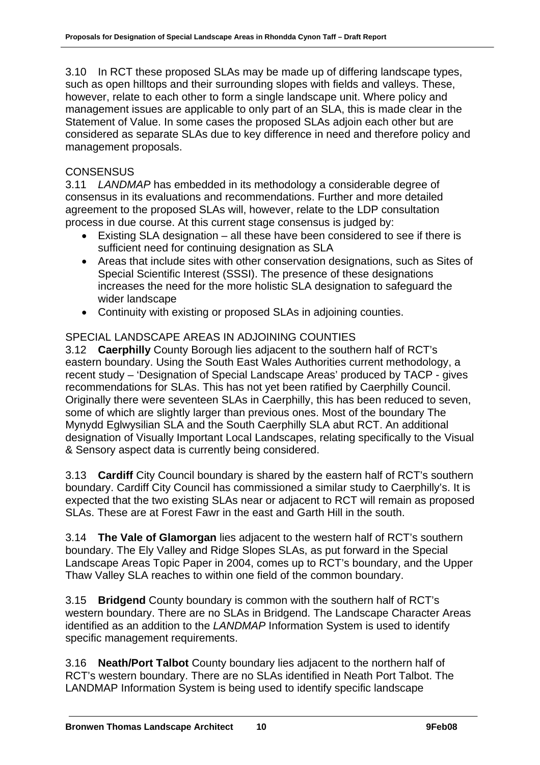3.10 In RCT these proposed SLAs may be made up of differing landscape types, such as open hilltops and their surrounding slopes with fields and valleys. These, however, relate to each other to form a single landscape unit. Where policy and management issues are applicable to only part of an SLA, this is made clear in the Statement of Value. In some cases the proposed SLAs adjoin each other but are considered as separate SLAs due to key difference in need and therefore policy and management proposals.

## CONSENSUS

3.11 *LANDMAP* has embedded in its methodology a considerable degree of consensus in its evaluations and recommendations. Further and more detailed agreement to the proposed SLAs will, however, relate to the LDP consultation process in due course. At this current stage consensus is judged by:

- Existing SLA designation – all these have been considered to see if there is sufficient need for continuing designation as SLA
- Areas that include sites with other conservation designations, such as Sites of Special Scientific Interest (SSSI). The presence of these designations increases the need for the more holistic SLA designation to safeguard the wider landscape
- Continuity with existing or proposed SLAs in adjoining counties.

## SPECIAL LANDSCAPE AREAS IN ADJOINING COUNTIES

3.12 **Caerphilly** County Borough lies adjacent to the southern half of RCT's eastern boundary. Using the South East Wales Authorities current methodology, a recent study – 'Designation of Special Landscape Areas' produced by TACP - gives recommendations for SLAs. This has not yet been ratified by Caerphilly Council. Originally there were seventeen SLAs in Caerphilly, this has been reduced to seven, some of which are slightly larger than previous ones. Most of the boundary The Mynydd Eglwysilian SLA and the South Caerphilly SLA abut RCT. An additional designation of Visually Important Local Landscapes, relating specifically to the Visual & Sensory aspect data is currently being considered.

3.13 **Cardiff** City Council boundary is shared by the eastern half of RCT's southern boundary. Cardiff City Council has commissioned a similar study to Caerphilly's. It is expected that the two existing SLAs near or adjacent to RCT will remain as proposed SLAs. These are at Forest Fawr in the east and Garth Hill in the south.

3.14 **The Vale of Glamorgan** lies adjacent to the western half of RCT's southern boundary. The Ely Valley and Ridge Slopes SLAs, as put forward in the Special Landscape Areas Topic Paper in 2004, comes up to RCT's boundary, and the Upper Thaw Valley SLA reaches to within one field of the common boundary.

3.15 **Bridgend** County boundary is common with the southern half of RCT's western boundary. There are no SLAs in Bridgend. The Landscape Character Areas identified as an addition to the *LANDMAP* Information System is used to identify specific management requirements.

3.16 **Neath/Port Talbot** County boundary lies adjacent to the northern half of RCT's western boundary. There are no SLAs identified in Neath Port Talbot. The LANDMAP Information System is being used to identify specific landscape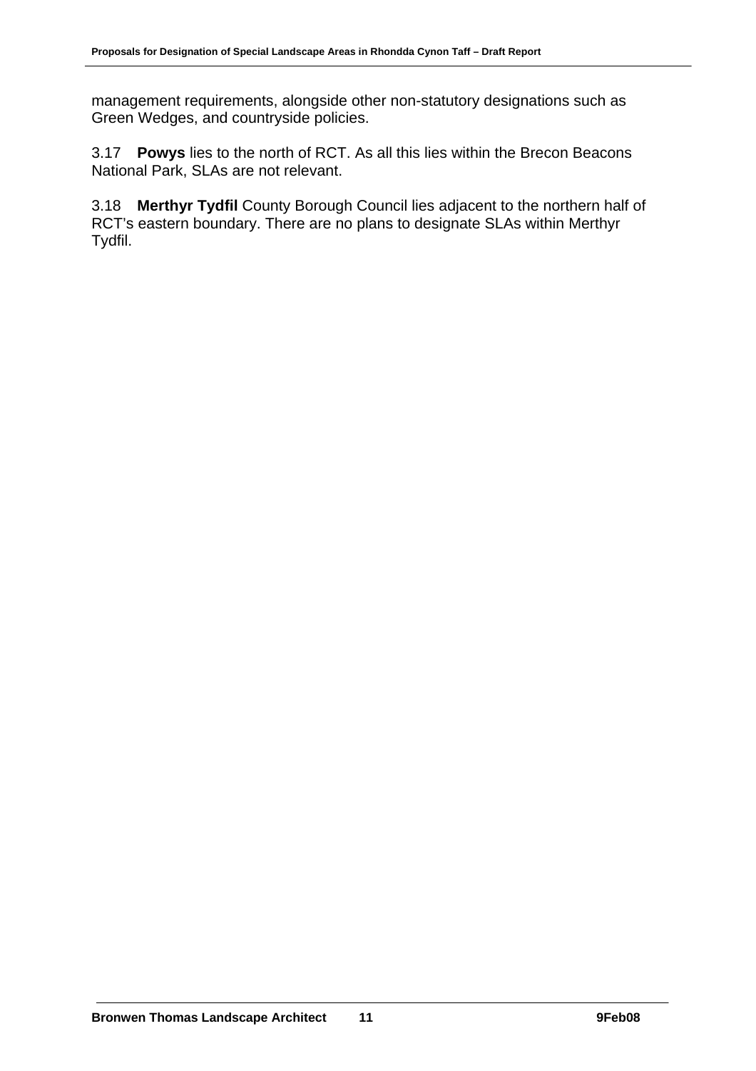management requirements, alongside other non-statutory designations such as Green Wedges, and countryside policies.

3.17 **Powys** lies to the north of RCT. As all this lies within the Brecon Beacons National Park, SLAs are not relevant.

3.18 **Merthyr Tydfil** County Borough Council lies adjacent to the northern half of RCT's eastern boundary. There are no plans to designate SLAs within Merthyr Tydfil.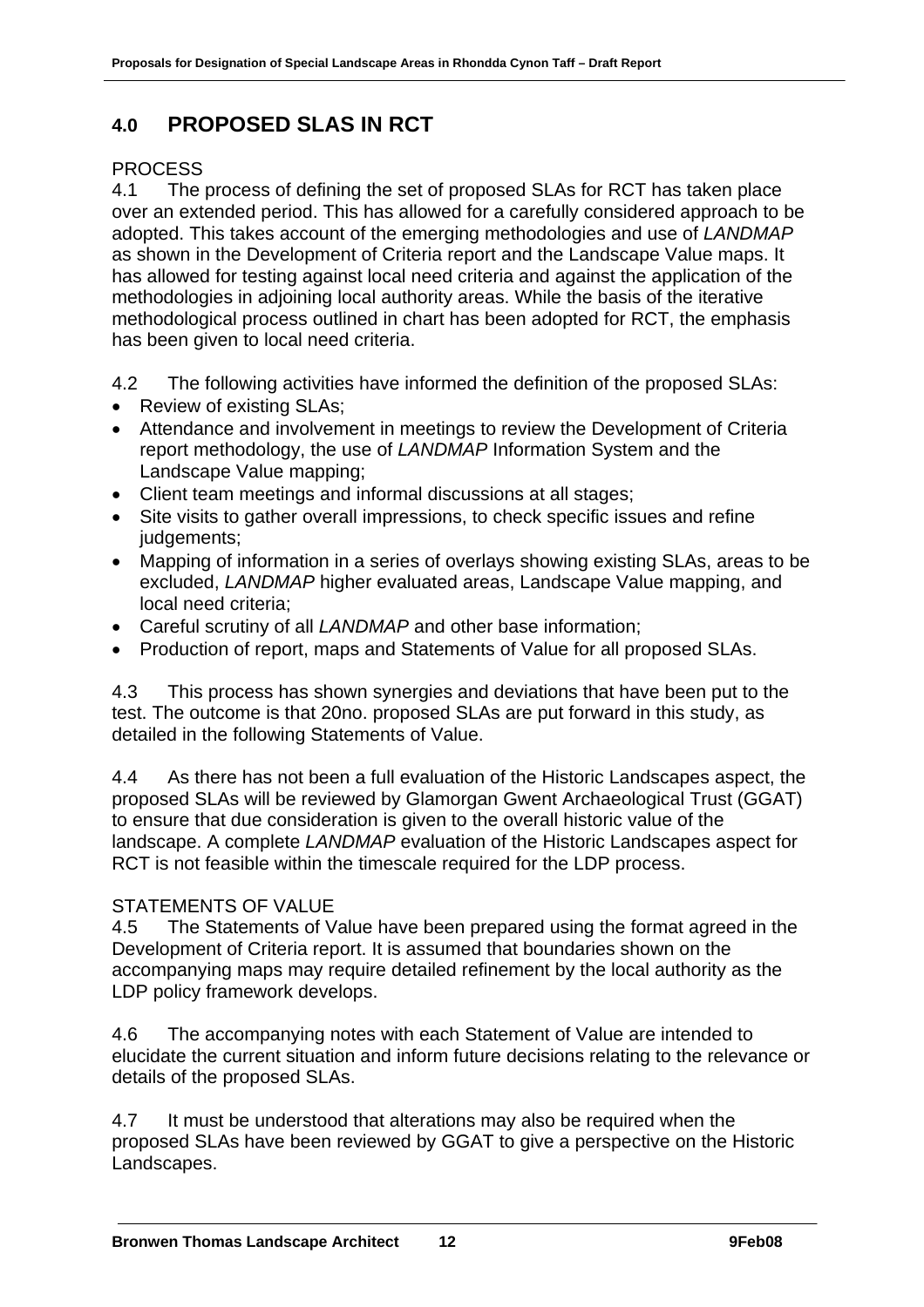## 4.0 PROPOSED SLAS IN RCT

PROCESS

4.1 The process of defining the set of proposed SLAs for RCT has taken place over an extended period. This has allowed for a carefully considered approach to be adopted. This takes account of the emerging methodologies and use of *LANDMAP* as shown in the Development of Criteria report and the Landscape Value maps. It has allowed for testing against local need criteria and against the application of the methodologies in adjoining local authority areas. While the basis of the iterative methodological process outlined in chart has been adopted for RCT, the emphasis has been given to local need criteria.

4.2 The following activities have informed the definition of the proposed SLAs:

- Review of existing SLAs;
- Attendance and involvement in meetings to review the Development of Criteria report methodology, the use of *LANDMAP* Information System and the Landscape Value mapping;
- Client team meetings and informal discussions at all stages;
- Site visits to gather overall impressions, to check specific issues and refine judgements;
- Mapping of information in a series of overlays showing existing SLAs, areas to be excluded, *LANDMAP* higher evaluated areas, Landscape Value mapping, and local need criteria;
- Careful scrutiny of all *LANDMAP* and other base information;
- Production of report, maps and Statements of Value for all proposed SLAs.

4.3 This process has shown synergies and deviations that have been put to the test. The outcome is that 20no. proposed SLAs are put forward in this study, as detailed in the following Statements of Value.

4.4 As there has not been a full evaluation of the Historic Landscapes aspect, the proposed SLAs will be reviewed by Glamorgan Gwent Archaeological Trust (GGAT) to ensure that due consideration is given to the overall historic value of the landscape. A complete *LANDMAP* evaluation of the Historic Landscapes aspect for RCT is not feasible within the timescale required for the LDP process.

STATEMENTS OF VALUE

4.5 The Statements of Value have been prepared using the format agreed in the Development of Criteria report. It is assumed that boundaries shown on the accompanying maps may require detailed refinement by the local authority as the LDP policy framework develops.

4.6 The accompanying notes with each Statement of Value are intended to elucidate the current situation and inform future decisions relating to the relevance or details of the proposed SLAs.

4.7 It must be understood that alterations may also be required when the proposed SLAs have been reviewed by GGAT to give a perspective on the Historic Landscapes.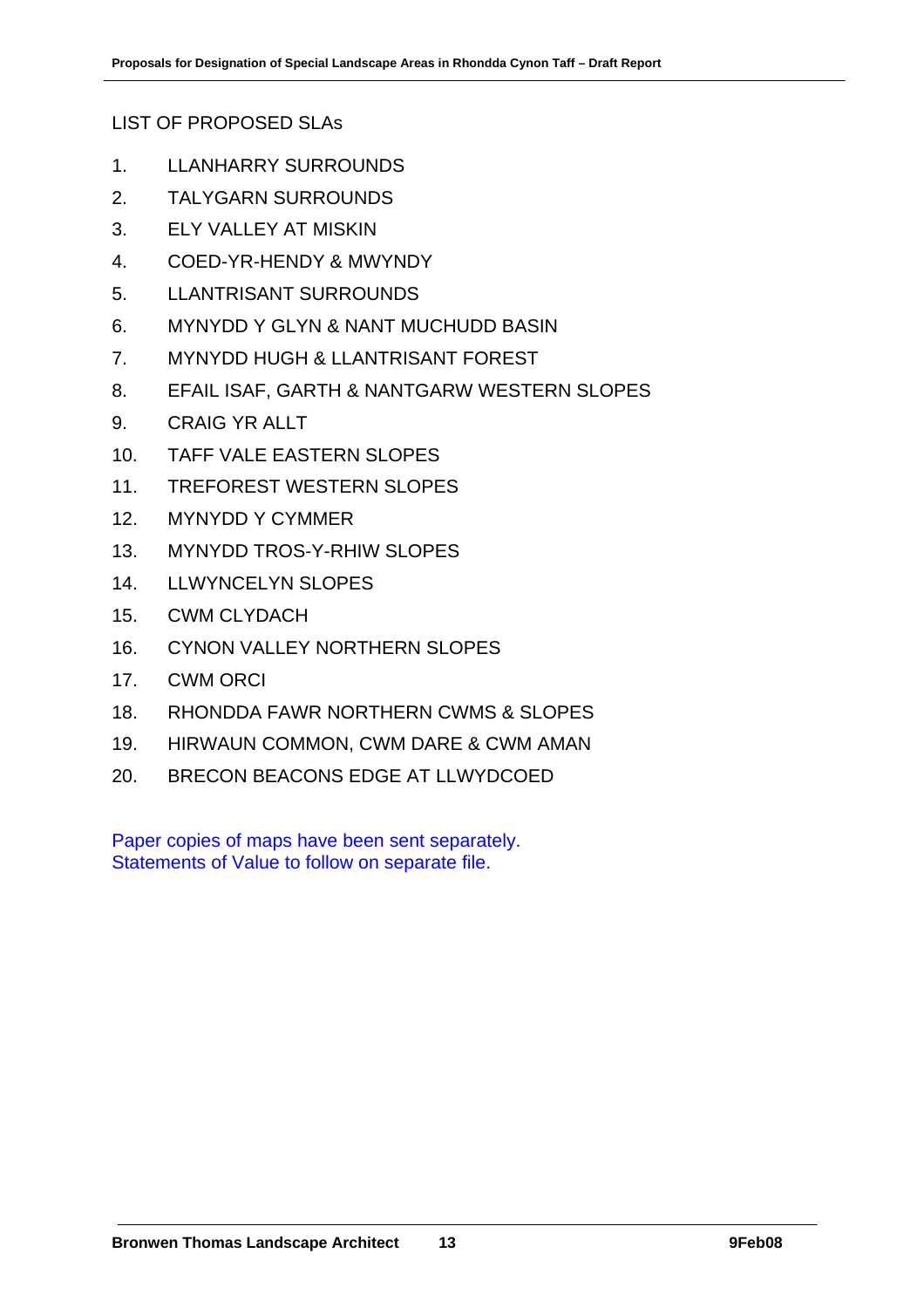LIST OF PROPOSED SLAs

1. LLANHARRY SURROUNDS
2. TALYGARN SURROUNDS
3. ELY VALLEY AT MISKIN
4. COED-YR-HENDY & MWYNDY
5. LLANTRISANT SURROUNDS
6. MYNYDD Y GLYN & NANT MUCHUDD BASIN
7. MYNYDD HUGH & LLANTRISANT FOREST
8. EFAIL ISAF, GARTH & NANTGARW WESTERN SLOPES
9. CRAIG YR ALLT
10. TAFF VALE EASTERN SLOPES
11. TREFOREST WESTERN SLOPES
12. MYNYDD Y CYMMER
13. MYNYDD TROS-Y-RHIW SLOPES
14. LLWYNCELYN SLOPES
15. CWM CLYDACH
16. CYNON VALLEY NORTHERN SLOPES
17. CWM ORCI
18. RHONDDA FAWR NORTHERN CWMS & SLOPES
19. HIRWAUN COMMON, CWM DARE & CWM AMAN
20. BRECON BEACONS EDGE AT LLWYDCOED

Paper copies of maps have been sent separately.
Statements of Value to follow on separate file.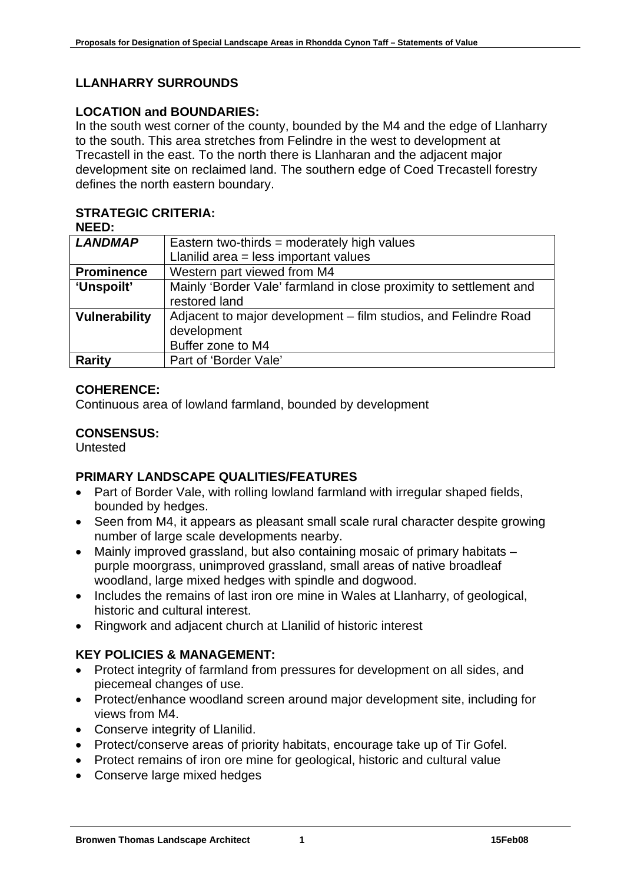## LLANHARRY SURROUNDS

### LOCATION and BOUNDARIES:

In the south west corner of the county, bounded by the M4 and the edge of Llanharry to the south. This area stretches from Felindre in the west to development at Trecastell in the east. To the north there is Llanharan and the adjacent major development site on reclaimed land. The southern edge of Coed Trecastell forestry defines the north eastern boundary.

### STRATEGIC CRITERIA:

**NEED:**

| | |
|---|---|
| ***LANDMAP*** | Eastern two-thirds = moderately high values<br>Llanilid area = less important values |
| **Prominence** | Western part viewed from M4 |
| **'Unspoilt'** | Mainly 'Border Vale' farmland in close proximity to settlement and restored land |
| **Vulnerability** | Adjacent to major development – film studios, and Felindre Road development<br>Buffer zone to M4 |
| **Rarity** | Part of 'Border Vale' |

### COHERENCE:

Continuous area of lowland farmland, bounded by development

### CONSENSUS:

Untested

### PRIMARY LANDSCAPE QUALITIES/FEATURES

- Part of Border Vale, with rolling lowland farmland with irregular shaped fields, bounded by hedges.
- Seen from M4, it appears as pleasant small scale rural character despite growing number of large scale developments nearby.
- Mainly improved grassland, but also containing mosaic of primary habitats – purple moorgrass, unimproved grassland, small areas of native broadleaf woodland, large mixed hedges with spindle and dogwood.
- Includes the remains of last iron ore mine in Wales at Llanharry, of geological, historic and cultural interest.
- Ringwork and adjacent church at Llanilid of historic interest

### KEY POLICIES & MANAGEMENT:

- Protect integrity of farmland from pressures for development on all sides, and piecemeal changes of use.
- Protect/enhance woodland screen around major development site, including for views from M4.
- Conserve integrity of Llanilid.
- Protect/conserve areas of priority habitats, encourage take up of Tir Gofel.
- Protect remains of iron ore mine for geological, historic and cultural value
- Conserve large mixed hedges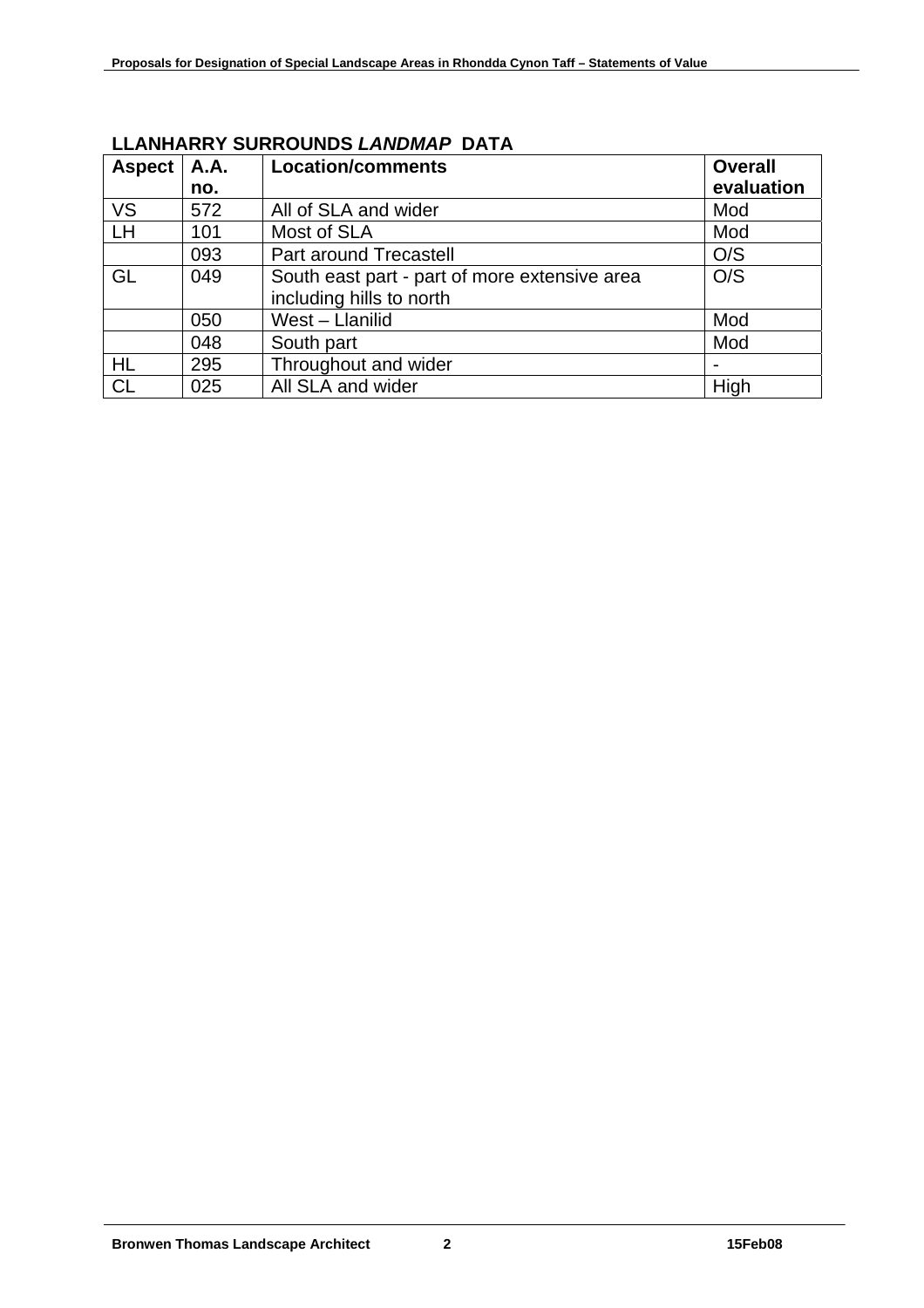## LLANHARRY SURROUNDS *LANDMAP* DATA

| Aspect | A.A. no. | Location/comments | Overall evaluation |
|---|---|---|---|
| VS | 572 | All of SLA and wider | Mod |
| LH | 101 | Most of SLA | Mod |
| | 093 | Part around Trecastell | O/S |
| GL | 049 | South east part - part of more extensive area including hills to north | O/S |
| | 050 | West – Llanilid | Mod |
| | 048 | South part | Mod |
| HL | 295 | Throughout and wider | - |
| CL | 025 | All SLA and wider | High |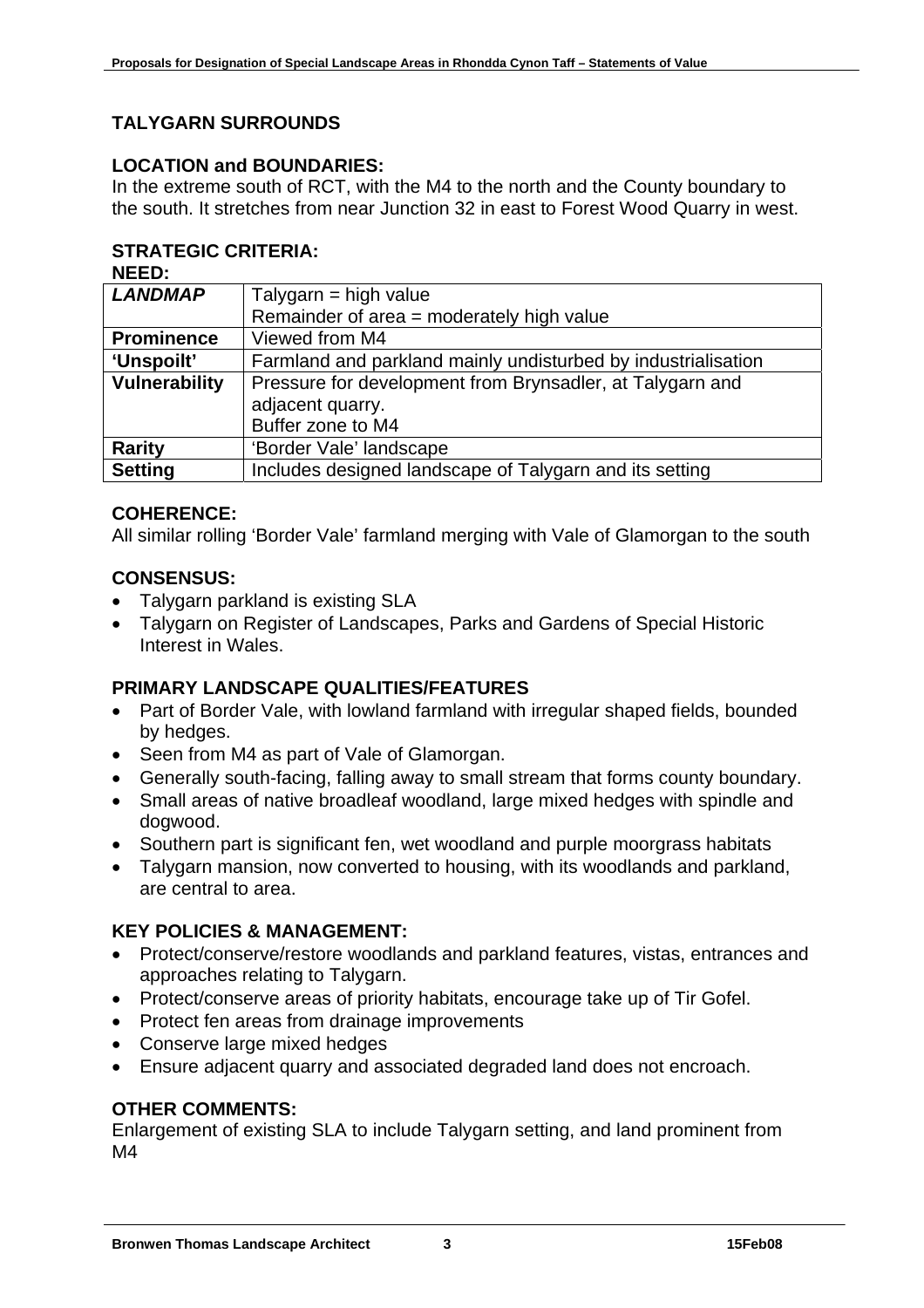## TALYGARN SURROUNDS

### LOCATION and BOUNDARIES:

In the extreme south of RCT, with the M4 to the north and the County boundary to the south. It stretches from near Junction 32 in east to Forest Wood Quarry in west.

### STRATEGIC CRITERIA:

**NEED:**

| | |
|---|---|
| ***LANDMAP*** | Talygarn = high value<br>Remainder of area = moderately high value |
| **Prominence** | Viewed from M4 |
| **'Unspoilt'** | Farmland and parkland mainly undisturbed by industrialisation |
| **Vulnerability** | Pressure for development from Brynsadler, at Talygarn and adjacent quarry.<br>Buffer zone to M4 |
| **Rarity** | 'Border Vale' landscape |
| **Setting** | Includes designed landscape of Talygarn and its setting |

### COHERENCE:

All similar rolling 'Border Vale' farmland merging with Vale of Glamorgan to the south

### CONSENSUS:

- Talygarn parkland is existing SLA
- Talygarn on Register of Landscapes, Parks and Gardens of Special Historic Interest in Wales.

### PRIMARY LANDSCAPE QUALITIES/FEATURES

- Part of Border Vale, with lowland farmland with irregular shaped fields, bounded by hedges.
- Seen from M4 as part of Vale of Glamorgan.
- Generally south-facing, falling away to small stream that forms county boundary.
- Small areas of native broadleaf woodland, large mixed hedges with spindle and dogwood.
- Southern part is significant fen, wet woodland and purple moorgrass habitats
- Talygarn mansion, now converted to housing, with its woodlands and parkland, are central to area.

### KEY POLICIES & MANAGEMENT:

- Protect/conserve/restore woodlands and parkland features, vistas, entrances and approaches relating to Talygarn.
- Protect/conserve areas of priority habitats, encourage take up of Tir Gofel.
- Protect fen areas from drainage improvements
- Conserve large mixed hedges
- Ensure adjacent quarry and associated degraded land does not encroach.

### OTHER COMMENTS:

Enlargement of existing SLA to include Talygarn setting, and land prominent from M4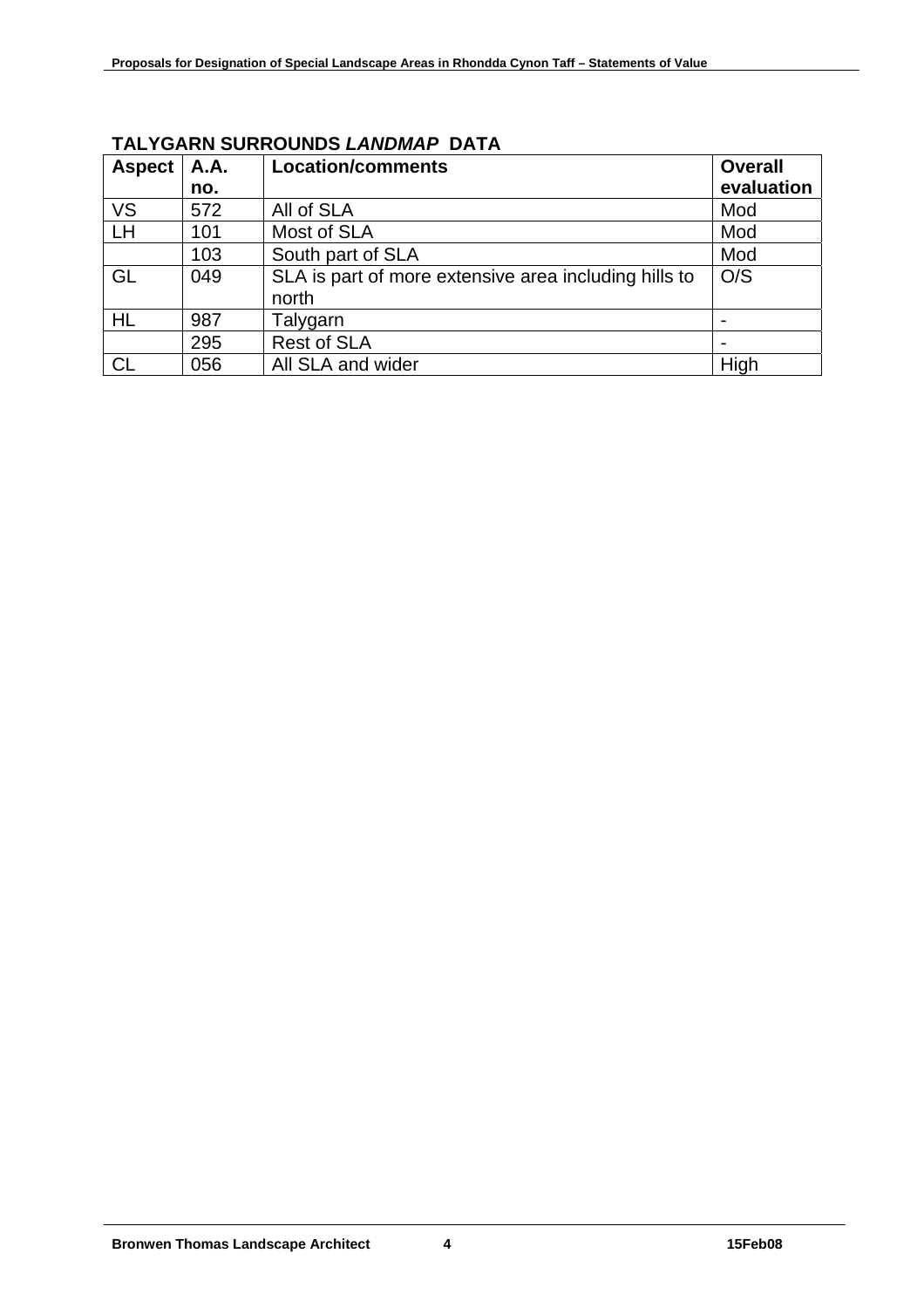**TALYGARN SURROUNDS *LANDMAP* DATA**

| Aspect | A.A. no. | Location/comments | Overall evaluation |
|---|---|---|---|
| VS | 572 | All of SLA | Mod |
| LH | 101 | Most of SLA | Mod |
| | 103 | South part of SLA | Mod |
| GL | 049 | SLA is part of more extensive area including hills to north | O/S |
| HL | 987 | Talygarn | - |
| | 295 | Rest of SLA | - |
| CL | 056 | All SLA and wider | High |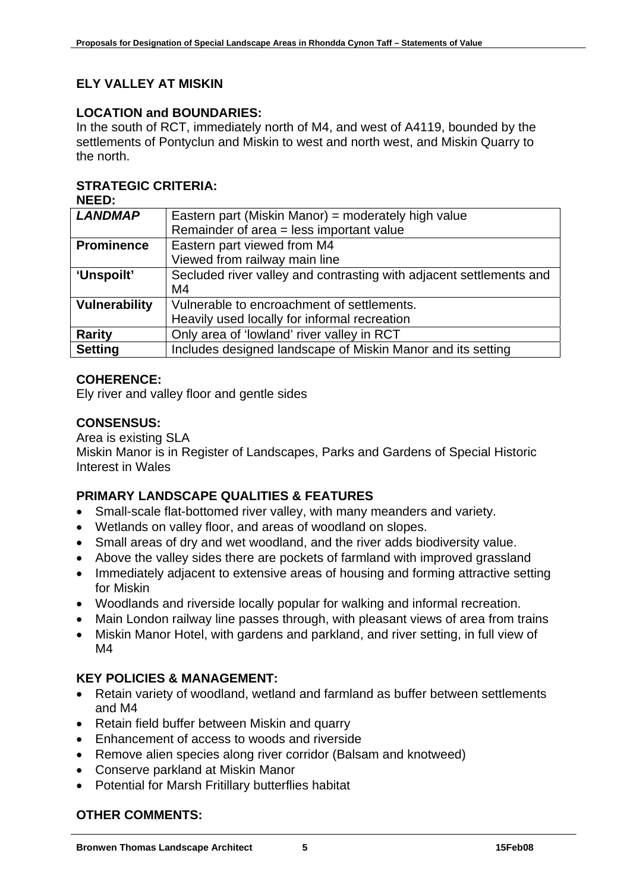# ELY VALLEY AT MISKIN

## LOCATION and BOUNDARIES:

In the south of RCT, immediately north of M4, and west of A4119, bounded by the settlements of Pontyclun and Miskin to west and north west, and Miskin Quarry to the north.

## STRATEGIC CRITERIA:

**NEED:**

| | |
|---|---|
| ***LANDMAP*** | Eastern part (Miskin Manor) = moderately high value<br>Remainder of area = less important value |
| **Prominence** | Eastern part viewed from M4<br>Viewed from railway main line |
| **'Unspoilt'** | Secluded river valley and contrasting with adjacent settlements and M4 |
| **Vulnerability** | Vulnerable to encroachment of settlements.<br>Heavily used locally for informal recreation |
| **Rarity** | Only area of 'lowland' river valley in RCT |
| **Setting** | Includes designed landscape of Miskin Manor and its setting |

## COHERENCE:

Ely river and valley floor and gentle sides

## CONSENSUS:

Area is existing SLA

Miskin Manor is in Register of Landscapes, Parks and Gardens of Special Historic Interest in Wales

## PRIMARY LANDSCAPE QUALITIES & FEATURES

- Small-scale flat-bottomed river valley, with many meanders and variety.
- Wetlands on valley floor, and areas of woodland on slopes.
- Small areas of dry and wet woodland, and the river adds biodiversity value.
- Above the valley sides there are pockets of farmland with improved grassland
- Immediately adjacent to extensive areas of housing and forming attractive setting for Miskin
- Woodlands and riverside locally popular for walking and informal recreation.
- Main London railway line passes through, with pleasant views of area from trains
- Miskin Manor Hotel, with gardens and parkland, and river setting, in full view of M4

## KEY POLICIES & MANAGEMENT:

- Retain variety of woodland, wetland and farmland as buffer between settlements and M4
- Retain field buffer between Miskin and quarry
- Enhancement of access to woods and riverside
- Remove alien species along river corridor (Balsam and knotweed)
- Conserve parkland at Miskin Manor
- Potential for Marsh Fritillary butterflies habitat

## OTHER COMMENTS: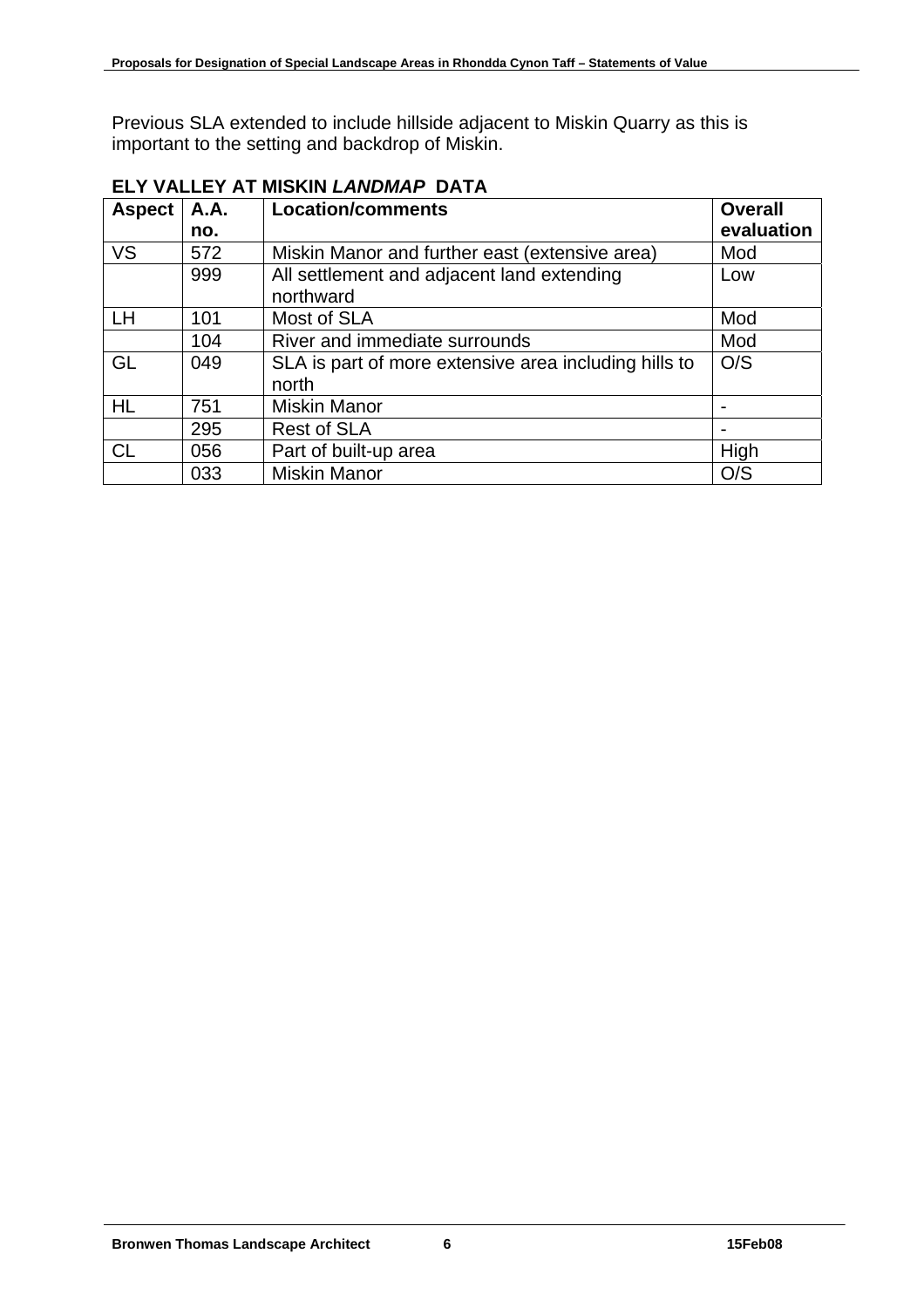Previous SLA extended to include hillside adjacent to Miskin Quarry as this is important to the setting and backdrop of Miskin.

**ELY VALLEY AT MISKIN *LANDMAP* DATA**

| Aspect | A.A. no. | Location/comments | Overall evaluation |
|---|---|---|---|
| VS | 572 | Miskin Manor and further east (extensive area) | Mod |
| | 999 | All settlement and adjacent land extending northward | Low |
| LH | 101 | Most of SLA | Mod |
| | 104 | River and immediate surrounds | Mod |
| GL | 049 | SLA is part of more extensive area including hills to north | O/S |
| HL | 751 | Miskin Manor | - |
| | 295 | Rest of SLA | - |
| CL | 056 | Part of built-up area | High |
| | 033 | Miskin Manor | O/S |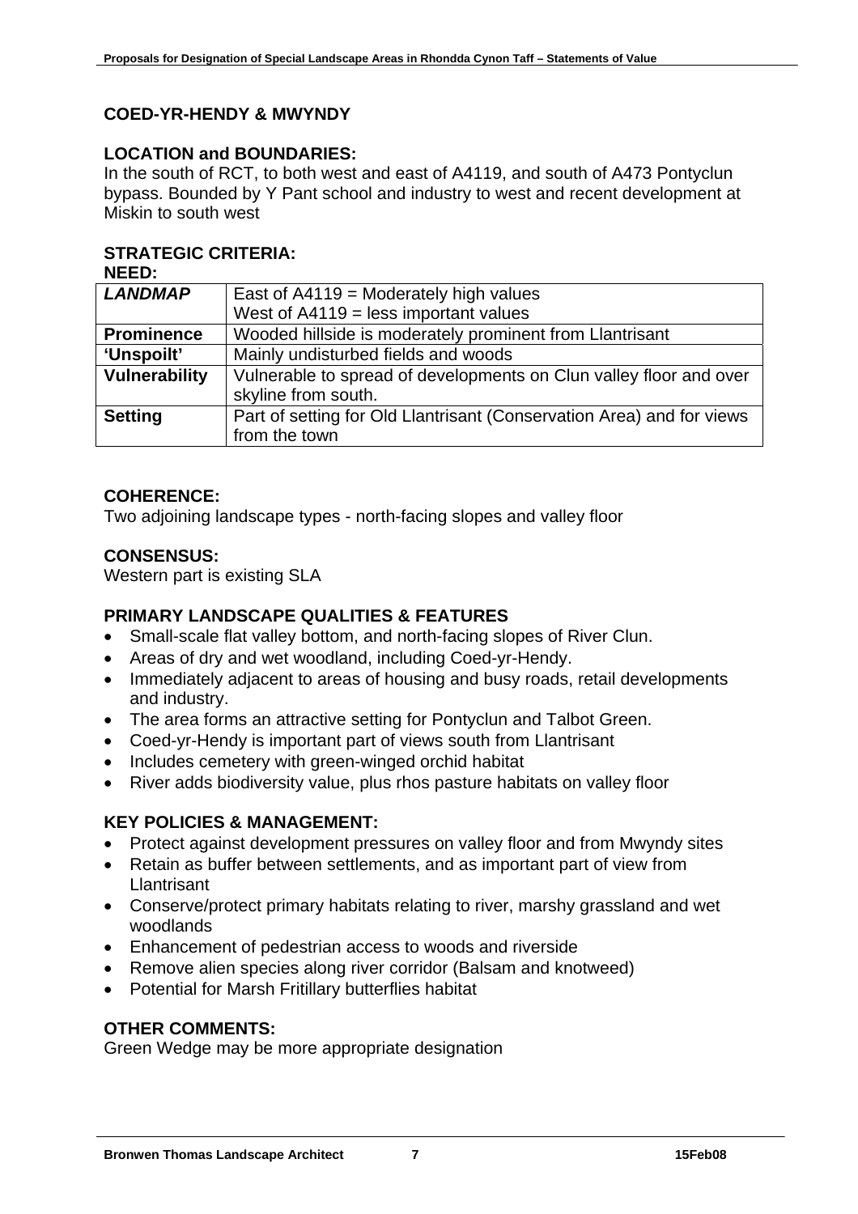## COED-YR-HENDY & MWYNDY

### LOCATION and BOUNDARIES:

In the south of RCT, to both west and east of A4119, and south of A473 Pontyclun bypass. Bounded by Y Pant school and industry to west and recent development at Miskin to south west

### STRATEGIC CRITERIA:

**NEED:**

| | |
|---|---|
| ***LANDMAP*** | East of A4119 = Moderately high values<br>West of A4119 = less important values |
| **Prominence** | Wooded hillside is moderately prominent from Llantrisant |
| **'Unspoilt'** | Mainly undisturbed fields and woods |
| **Vulnerability** | Vulnerable to spread of developments on Clun valley floor and over skyline from south. |
| **Setting** | Part of setting for Old Llantrisant (Conservation Area) and for views from the town |

### COHERENCE:

Two adjoining landscape types - north-facing slopes and valley floor

### CONSENSUS:

Western part is existing SLA

### PRIMARY LANDSCAPE QUALITIES & FEATURES

- Small-scale flat valley bottom, and north-facing slopes of River Clun.
- Areas of dry and wet woodland, including Coed-yr-Hendy.
- Immediately adjacent to areas of housing and busy roads, retail developments and industry.
- The area forms an attractive setting for Pontyclun and Talbot Green.
- Coed-yr-Hendy is important part of views south from Llantrisant
- Includes cemetery with green-winged orchid habitat
- River adds biodiversity value, plus rhos pasture habitats on valley floor

### KEY POLICIES & MANAGEMENT:

- Protect against development pressures on valley floor and from Mwyndy sites
- Retain as buffer between settlements, and as important part of view from Llantrisant
- Conserve/protect primary habitats relating to river, marshy grassland and wet woodlands
- Enhancement of pedestrian access to woods and riverside
- Remove alien species along river corridor (Balsam and knotweed)
- Potential for Marsh Fritillary butterflies habitat

### OTHER COMMENTS:

Green Wedge may be more appropriate designation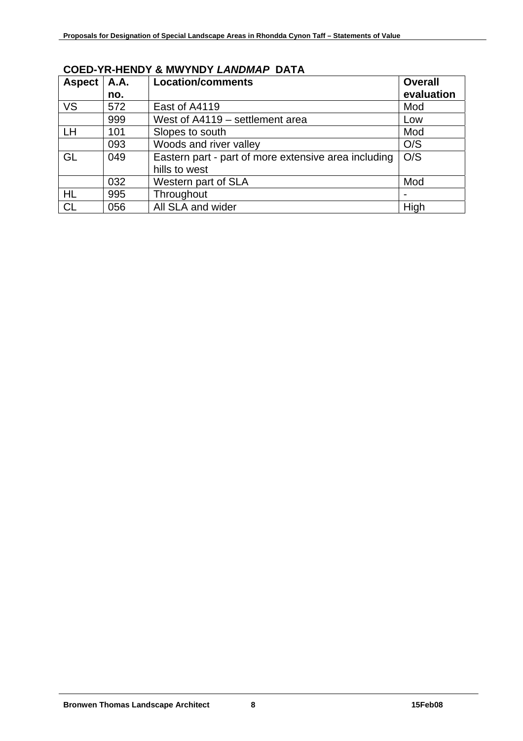## COED-YR-HENDY & MWYNDY *LANDMAP* DATA

| Aspect | A.A. no. | Location/comments | Overall evaluation |
|---|---|---|---|
| VS | 572 | East of A4119 | Mod |
| | 999 | West of A4119 – settlement area | Low |
| LH | 101 | Slopes to south | Mod |
| | 093 | Woods and river valley | O/S |
| GL | 049 | Eastern part - part of more extensive area including hills to west | O/S |
| | 032 | Western part of SLA | Mod |
| HL | 995 | Throughout | - |
| CL | 056 | All SLA and wider | High |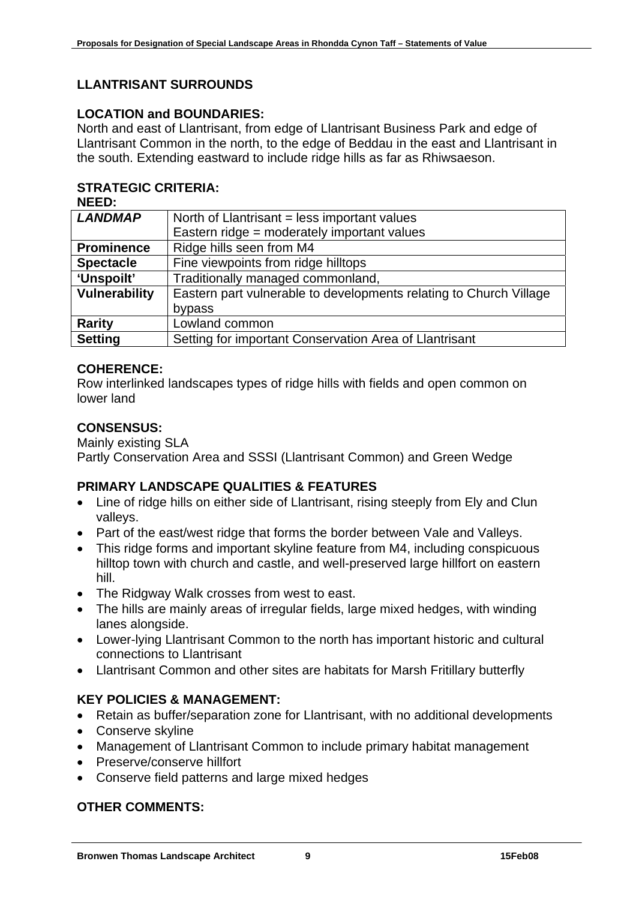## LLANTRISANT SURROUNDS

### LOCATION and BOUNDARIES:

North and east of Llantrisant, from edge of Llantrisant Business Park and edge of Llantrisant Common in the north, to the edge of Beddau in the east and Llantrisant in the south. Extending eastward to include ridge hills as far as Rhiwsaeson.

### STRATEGIC CRITERIA:

**NEED:**

| | |
|---|---|
| ***LANDMAP*** | North of Llantrisant = less important values<br>Eastern ridge = moderately important values |
| **Prominence** | Ridge hills seen from M4 |
| **Spectacle** | Fine viewpoints from ridge hilltops |
| **'Unspoilt'** | Traditionally managed commonland, |
| **Vulnerability** | Eastern part vulnerable to developments relating to Church Village bypass |
| **Rarity** | Lowland common |
| **Setting** | Setting for important Conservation Area of Llantrisant |

### COHERENCE:

Row interlinked landscapes types of ridge hills with fields and open common on lower land

### CONSENSUS:

Mainly existing SLA
Partly Conservation Area and SSSI (Llantrisant Common) and Green Wedge

### PRIMARY LANDSCAPE QUALITIES & FEATURES

- Line of ridge hills on either side of Llantrisant, rising steeply from Ely and Clun valleys.
- Part of the east/west ridge that forms the border between Vale and Valleys.
- This ridge forms and important skyline feature from M4, including conspicuous hilltop town with church and castle, and well-preserved large hillfort on eastern hill.
- The Ridgway Walk crosses from west to east.
- The hills are mainly areas of irregular fields, large mixed hedges, with winding lanes alongside.
- Lower-lying Llantrisant Common to the north has important historic and cultural connections to Llantrisant
- Llantrisant Common and other sites are habitats for Marsh Fritillary butterfly

### KEY POLICIES & MANAGEMENT:

- Retain as buffer/separation zone for Llantrisant, with no additional developments
- Conserve skyline
- Management of Llantrisant Common to include primary habitat management
- Preserve/conserve hillfort
- Conserve field patterns and large mixed hedges

### OTHER COMMENTS: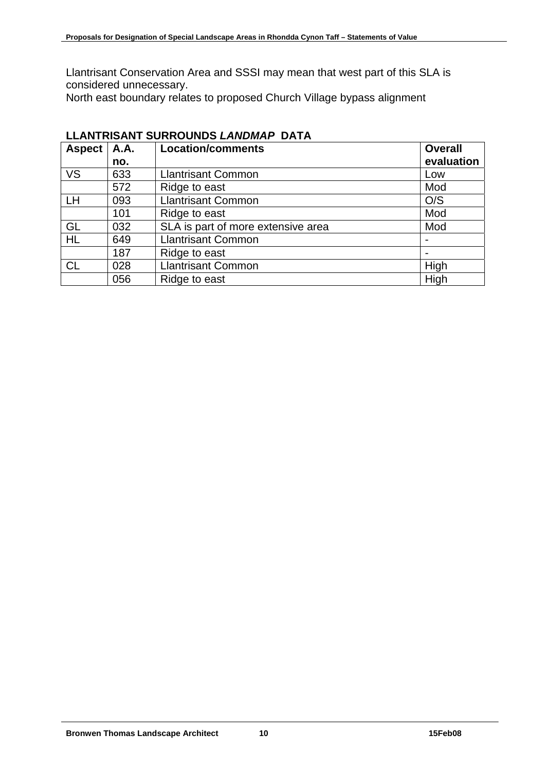Llantrisant Conservation Area and SSSI may mean that west part of this SLA is considered unnecessary.
North east boundary relates to proposed Church Village bypass alignment

**LLANTRISANT SURROUNDS *LANDMAP* DATA**

| Aspect | A.A. no. | Location/comments | Overall evaluation |
|---|---|---|---|
| VS | 633 | Llantrisant Common | Low |
| | 572 | Ridge to east | Mod |
| LH | 093 | Llantrisant Common | O/S |
| | 101 | Ridge to east | Mod |
| GL | 032 | SLA is part of more extensive area | Mod |
| HL | 649 | Llantrisant Common | - |
| | 187 | Ridge to east | - |
| CL | 028 | Llantrisant Common | High |
| | 056 | Ridge to east | High |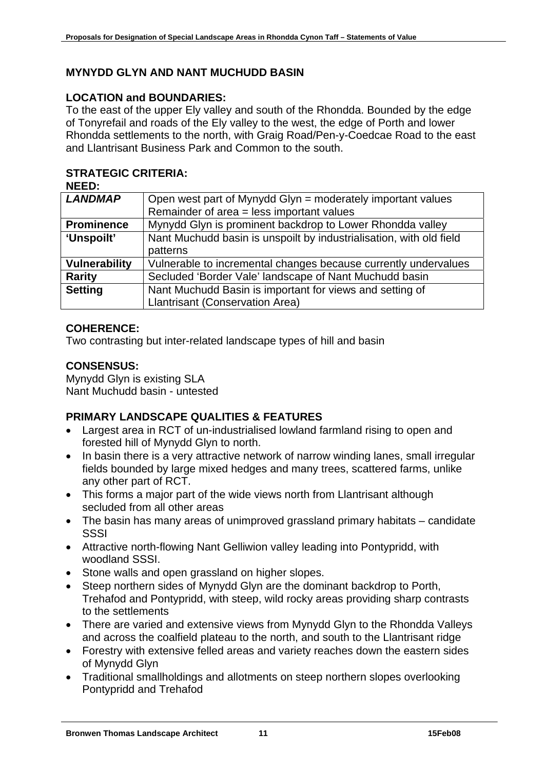## MYNYDD GLYN AND NANT MUCHUDD BASIN

### LOCATION and BOUNDARIES:

To the east of the upper Ely valley and south of the Rhondda. Bounded by the edge of Tonyrefail and roads of the Ely valley to the west, the edge of Porth and lower Rhondda settlements to the north, with Graig Road/Pen-y-Coedcae Road to the east and Llantrisant Business Park and Common to the south.

### STRATEGIC CRITERIA:

**NEED:**

| | |
|---|---|
| ***LANDMAP*** | Open west part of Mynydd Glyn = moderately important values<br>Remainder of area = less important values |
| **Prominence** | Mynydd Glyn is prominent backdrop to Lower Rhondda valley |
| **'Unspoilt'** | Nant Muchudd basin is unspoilt by industrialisation, with old field patterns |
| **Vulnerability** | Vulnerable to incremental changes because currently undervalues |
| **Rarity** | Secluded 'Border Vale' landscape of Nant Muchudd basin |
| **Setting** | Nant Muchudd Basin is important for views and setting of Llantrisant (Conservation Area) |

### COHERENCE:

Two contrasting but inter-related landscape types of hill and basin

### CONSENSUS:

Mynydd Glyn is existing SLA
Nant Muchudd basin - untested

### PRIMARY LANDSCAPE QUALITIES & FEATURES

- Largest area in RCT of un-industrialised lowland farmland rising to open and forested hill of Mynydd Glyn to north.
- In basin there is a very attractive network of narrow winding lanes, small irregular fields bounded by large mixed hedges and many trees, scattered farms, unlike any other part of RCT.
- This forms a major part of the wide views north from Llantrisant although secluded from all other areas
- The basin has many areas of unimproved grassland primary habitats – candidate SSSI
- Attractive north-flowing Nant Gelliwion valley leading into Pontypridd, with woodland SSSI.
- Stone walls and open grassland on higher slopes.
- Steep northern sides of Mynydd Glyn are the dominant backdrop to Porth, Trehafod and Pontypridd, with steep, wild rocky areas providing sharp contrasts to the settlements
- There are varied and extensive views from Mynydd Glyn to the Rhondda Valleys and across the coalfield plateau to the north, and south to the Llantrisant ridge
- Forestry with extensive felled areas and variety reaches down the eastern sides of Mynydd Glyn
- Traditional smallholdings and allotments on steep northern slopes overlooking Pontypridd and Trehafod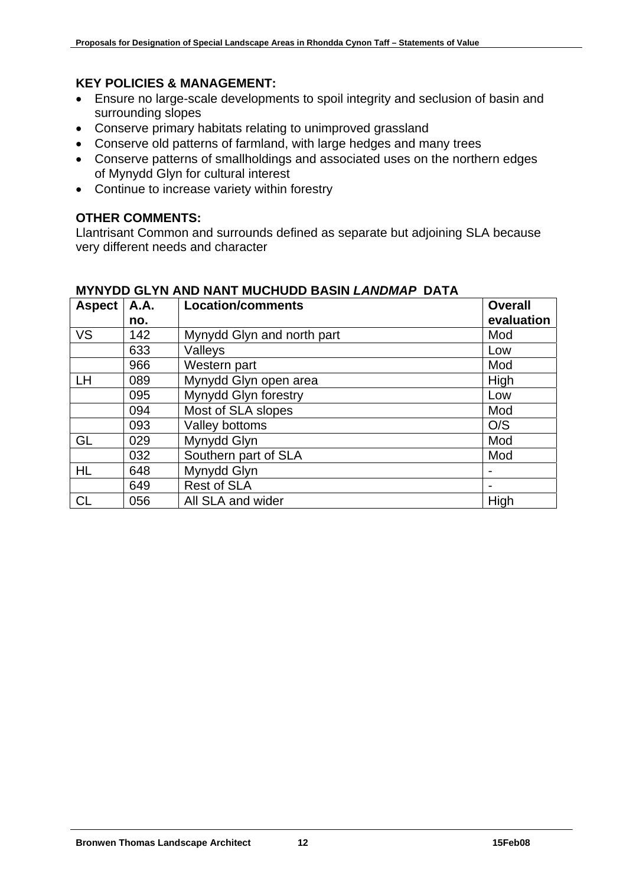## KEY POLICIES & MANAGEMENT:

- Ensure no large-scale developments to spoil integrity and seclusion of basin and surrounding slopes
- Conserve primary habitats relating to unimproved grassland
- Conserve old patterns of farmland, with large hedges and many trees
- Conserve patterns of smallholdings and associated uses on the northern edges of Mynydd Glyn for cultural interest
- Continue to increase variety within forestry

## OTHER COMMENTS:

Llantrisant Common and surrounds defined as separate but adjoining SLA because very different needs and character

## MYNYDD GLYN AND NANT MUCHUDD BASIN *LANDMAP* DATA

| Aspect | A.A. no. | Location/comments | Overall evaluation |
|---|---|---|---|
| VS | 142 | Mynydd Glyn and north part | Mod |
| | 633 | Valleys | Low |
| | 966 | Western part | Mod |
| LH | 089 | Mynydd Glyn open area | High |
| | 095 | Mynydd Glyn forestry | Low |
| | 094 | Most of SLA slopes | Mod |
| | 093 | Valley bottoms | O/S |
| GL | 029 | Mynydd Glyn | Mod |
| | 032 | Southern part of SLA | Mod |
| HL | 648 | Mynydd Glyn | - |
| | 649 | Rest of SLA | - |
| CL | 056 | All SLA and wider | High |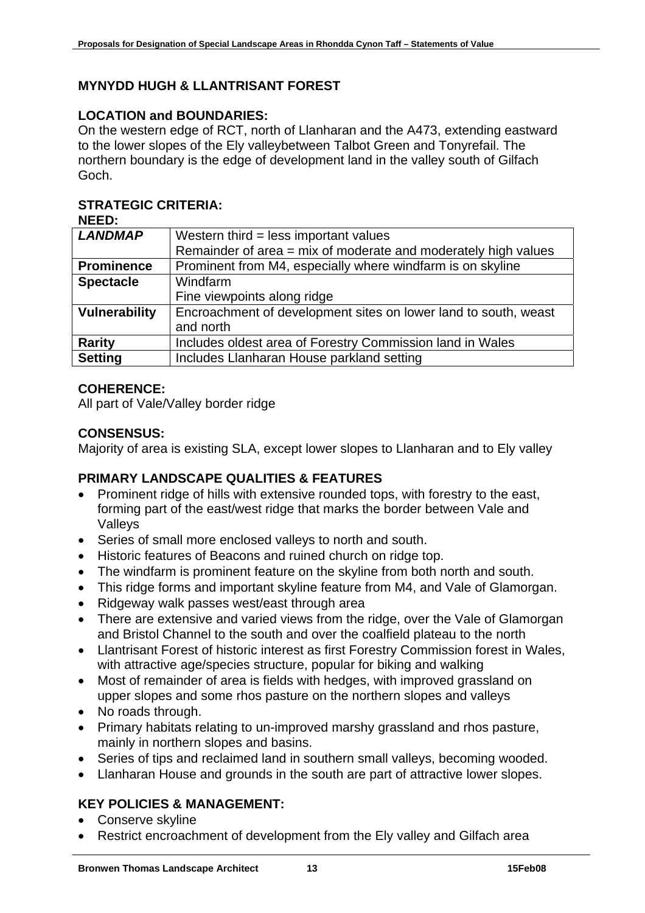## MYNYDD HUGH & LLANTRISANT FOREST

### LOCATION and BOUNDARIES:

On the western edge of RCT, north of Llanharan and the A473, extending eastward to the lower slopes of the Ely valleybetween Talbot Green and Tonyrefail. The northern boundary is the edge of development land in the valley south of Gilfach Goch.

### STRATEGIC CRITERIA:

**NEED:**

| ***LANDMAP*** | Western third = less important values<br>Remainder of area = mix of moderate and moderately high values |
|---|---|
| **Prominence** | Prominent from M4, especially where windfarm is on skyline |
| **Spectacle** | Windfarm<br>Fine viewpoints along ridge |
| **Vulnerability** | Encroachment of development sites on lower land to south, weast and north |
| **Rarity** | Includes oldest area of Forestry Commission land in Wales |
| **Setting** | Includes Llanharan House parkland setting |

### COHERENCE:

All part of Vale/Valley border ridge

### CONSENSUS:

Majority of area is existing SLA, except lower slopes to Llanharan and to Ely valley

### PRIMARY LANDSCAPE QUALITIES & FEATURES

- Prominent ridge of hills with extensive rounded tops, with forestry to the east, forming part of the east/west ridge that marks the border between Vale and Valleys
- Series of small more enclosed valleys to north and south.
- Historic features of Beacons and ruined church on ridge top.
- The windfarm is prominent feature on the skyline from both north and south.
- This ridge forms and important skyline feature from M4, and Vale of Glamorgan.
- Ridgeway walk passes west/east through area
- There are extensive and varied views from the ridge, over the Vale of Glamorgan and Bristol Channel to the south and over the coalfield plateau to the north
- Llantrisant Forest of historic interest as first Forestry Commission forest in Wales, with attractive age/species structure, popular for biking and walking
- Most of remainder of area is fields with hedges, with improved grassland on upper slopes and some rhos pasture on the northern slopes and valleys
- No roads through.
- Primary habitats relating to un-improved marshy grassland and rhos pasture, mainly in northern slopes and basins.
- Series of tips and reclaimed land in southern small valleys, becoming wooded.
- Llanharan House and grounds in the south are part of attractive lower slopes.

### KEY POLICIES & MANAGEMENT:

- Conserve skyline
- Restrict encroachment of development from the Ely valley and Gilfach area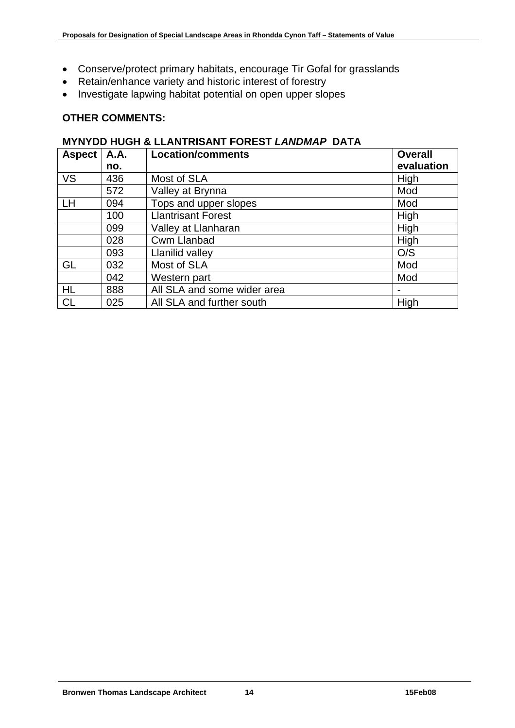- Conserve/protect primary habitats, encourage Tir Gofal for grasslands
- Retain/enhance variety and historic interest of forestry
- Investigate lapwing habitat potential on open upper slopes

**OTHER COMMENTS:**

**MYNYDD HUGH & LLANTRISANT FOREST *LANDMAP* DATA**

| Aspect | A.A. no. | Location/comments | Overall evaluation |
|---|---|---|---|
| VS | 436 | Most of SLA | High |
| | 572 | Valley at Brynna | Mod |
| LH | 094 | Tops and upper slopes | Mod |
| | 100 | Llantrisant Forest | High |
| | 099 | Valley at Llanharan | High |
| | 028 | Cwm Llanbad | High |
| | 093 | Llanilid valley | O/S |
| GL | 032 | Most of SLA | Mod |
| | 042 | Western part | Mod |
| HL | 888 | All SLA and some wider area | - |
| CL | 025 | All SLA and further south | High |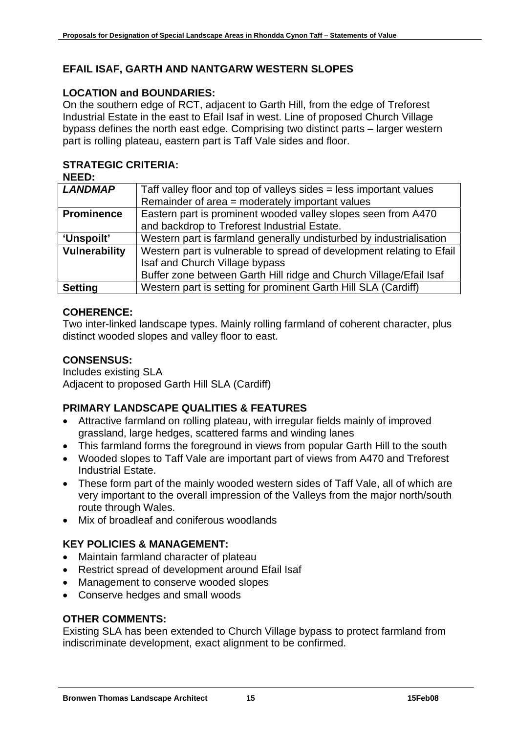## EFAIL ISAF, GARTH AND NANTGARW WESTERN SLOPES

### LOCATION and BOUNDARIES:

On the southern edge of RCT, adjacent to Garth Hill, from the edge of Treforest Industrial Estate in the east to Efail Isaf in west. Line of proposed Church Village bypass defines the north east edge. Comprising two distinct parts – larger western part is rolling plateau, eastern part is Taff Vale sides and floor.

### STRATEGIC CRITERIA:

**NEED:**

| | |
|---|---|
| ***LANDMAP*** | Taff valley floor and top of valleys sides = less important values<br>Remainder of area = moderately important values |
| **Prominence** | Eastern part is prominent wooded valley slopes seen from A470 and backdrop to Treforest Industrial Estate. |
| **'Unspoilt'** | Western part is farmland generally undisturbed by industrialisation |
| **Vulnerability** | Western part is vulnerable to spread of development relating to Efail Isaf and Church Village bypass<br>Buffer zone between Garth Hill ridge and Church Village/Efail Isaf |
| **Setting** | Western part is setting for prominent Garth Hill SLA (Cardiff) |

### COHERENCE:

Two inter-linked landscape types. Mainly rolling farmland of coherent character, plus distinct wooded slopes and valley floor to east.

### CONSENSUS:

Includes existing SLA
Adjacent to proposed Garth Hill SLA (Cardiff)

### PRIMARY LANDSCAPE QUALITIES & FEATURES

- Attractive farmland on rolling plateau, with irregular fields mainly of improved grassland, large hedges, scattered farms and winding lanes
- This farmland forms the foreground in views from popular Garth Hill to the south
- Wooded slopes to Taff Vale are important part of views from A470 and Treforest Industrial Estate.
- These form part of the mainly wooded western sides of Taff Vale, all of which are very important to the overall impression of the Valleys from the major north/south route through Wales.
- Mix of broadleaf and coniferous woodlands

### KEY POLICIES & MANAGEMENT:

- Maintain farmland character of plateau
- Restrict spread of development around Efail Isaf
- Management to conserve wooded slopes
- Conserve hedges and small woods

### OTHER COMMENTS:

Existing SLA has been extended to Church Village bypass to protect farmland from indiscriminate development, exact alignment to be confirmed.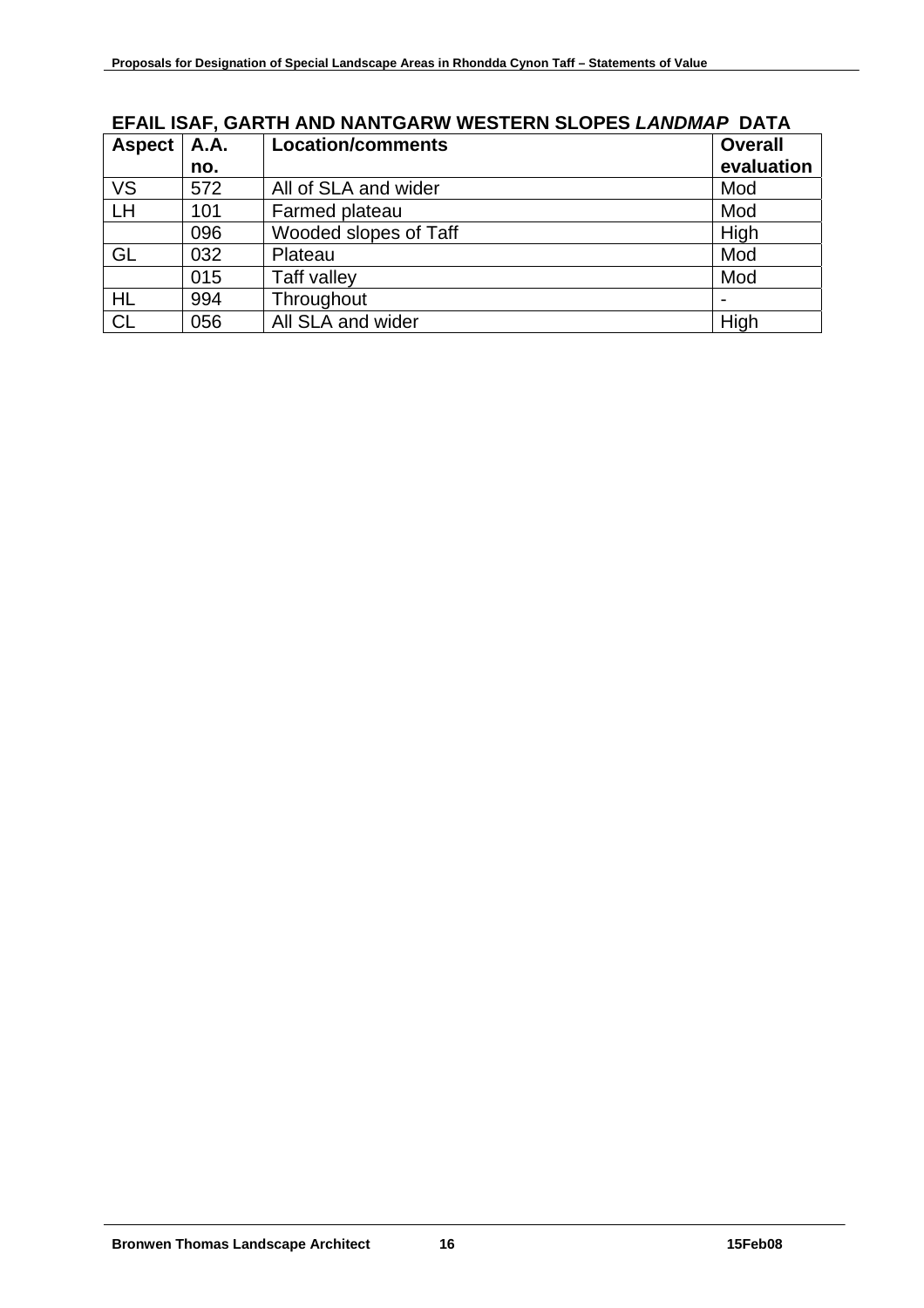## EFAIL ISAF, GARTH AND NANTGARW WESTERN SLOPES *LANDMAP* DATA

| Aspect | A.A. no. | Location/comments | Overall evaluation |
|---|---|---|---|
| VS | 572 | All of SLA and wider | Mod |
| LH | 101 | Farmed plateau | Mod |
| | 096 | Wooded slopes of Taff | High |
| GL | 032 | Plateau | Mod |
| | 015 | Taff valley | Mod |
| HL | 994 | Throughout | - |
| CL | 056 | All SLA and wider | High |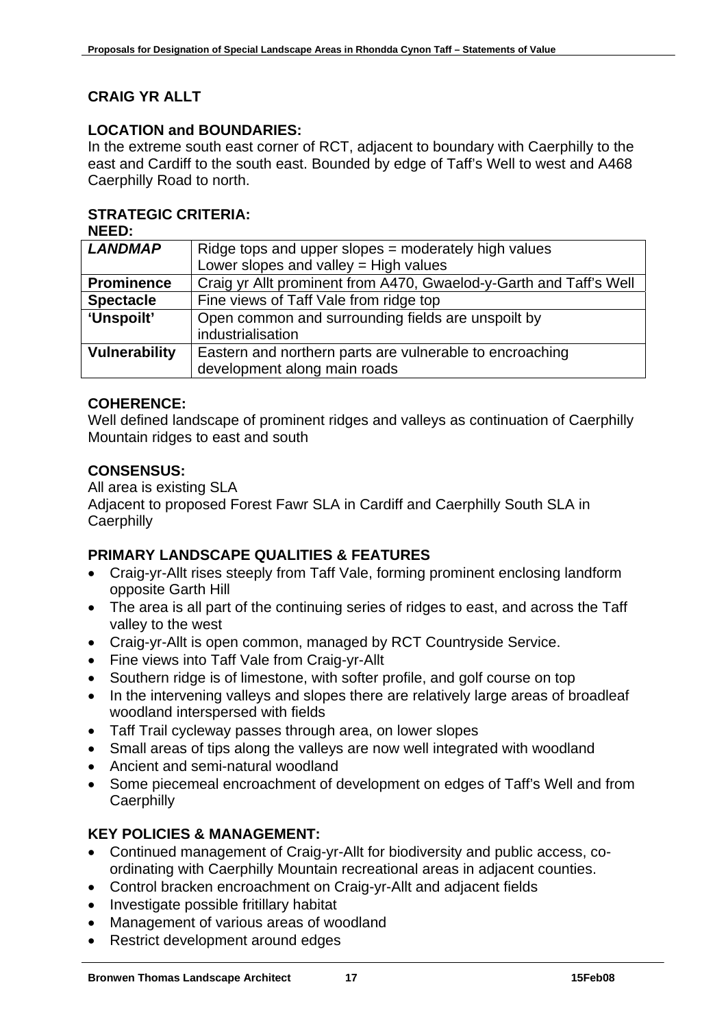## CRAIG YR ALLT

### LOCATION and BOUNDARIES:

In the extreme south east corner of RCT, adjacent to boundary with Caerphilly to the east and Cardiff to the south east. Bounded by edge of Taff's Well to west and A468 Caerphilly Road to north.

### STRATEGIC CRITERIA:

**NEED:**

| | |
|---|---|
| ***LANDMAP*** | Ridge tops and upper slopes = moderately high values<br>Lower slopes and valley = High values |
| **Prominence** | Craig yr Allt prominent from A470, Gwaelod-y-Garth and Taff's Well |
| **Spectacle** | Fine views of Taff Vale from ridge top |
| **'Unspoilt'** | Open common and surrounding fields are unspoilt by industrialisation |
| **Vulnerability** | Eastern and northern parts are vulnerable to encroaching development along main roads |

### COHERENCE:

Well defined landscape of prominent ridges and valleys as continuation of Caerphilly Mountain ridges to east and south

### CONSENSUS:

All area is existing SLA
Adjacent to proposed Forest Fawr SLA in Cardiff and Caerphilly South SLA in Caerphilly

### PRIMARY LANDSCAPE QUALITIES & FEATURES

- Craig-yr-Allt rises steeply from Taff Vale, forming prominent enclosing landform opposite Garth Hill
- The area is all part of the continuing series of ridges to east, and across the Taff valley to the west
- Craig-yr-Allt is open common, managed by RCT Countryside Service.
- Fine views into Taff Vale from Craig-yr-Allt
- Southern ridge is of limestone, with softer profile, and golf course on top
- In the intervening valleys and slopes there are relatively large areas of broadleaf woodland interspersed with fields
- Taff Trail cycleway passes through area, on lower slopes
- Small areas of tips along the valleys are now well integrated with woodland
- Ancient and semi-natural woodland
- Some piecemeal encroachment of development on edges of Taff's Well and from Caerphilly

### KEY POLICIES & MANAGEMENT:

- Continued management of Craig-yr-Allt for biodiversity and public access, co-ordinating with Caerphilly Mountain recreational areas in adjacent counties.
- Control bracken encroachment on Craig-yr-Allt and adjacent fields
- Investigate possible fritillary habitat
- Management of various areas of woodland
- Restrict development around edges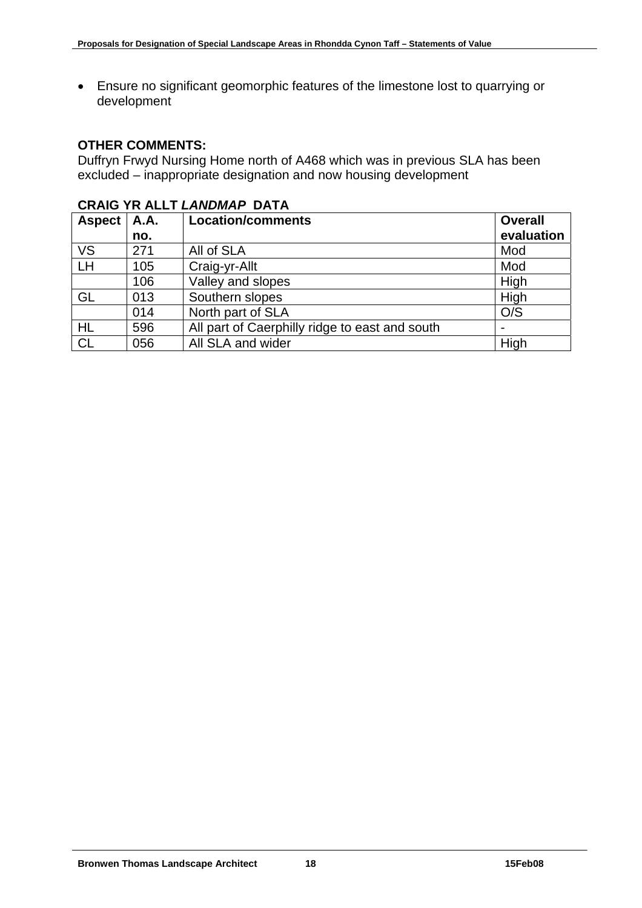- Ensure no significant geomorphic features of the limestone lost to quarrying or development

**OTHER COMMENTS:**

Duffryn Frwyd Nursing Home north of A468 which was in previous SLA has been excluded – inappropriate designation and now housing development

**CRAIG YR ALLT *LANDMAP* DATA**

| Aspect | A.A. no. | Location/comments | Overall evaluation |
|---|---|---|---|
| VS | 271 | All of SLA | Mod |
| LH | 105 | Craig-yr-Allt | Mod |
| | 106 | Valley and slopes | High |
| GL | 013 | Southern slopes | High |
| | 014 | North part of SLA | O/S |
| HL | 596 | All part of Caerphilly ridge to east and south | - |
| CL | 056 | All SLA and wider | High |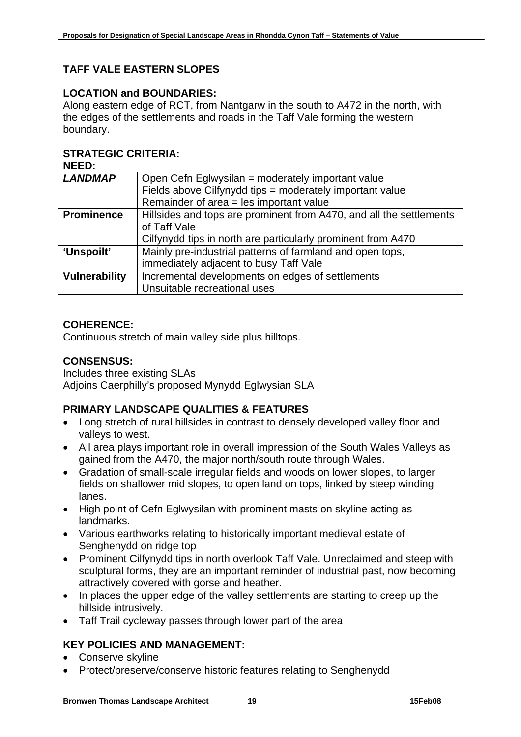## TAFF VALE EASTERN SLOPES

### LOCATION and BOUNDARIES:

Along eastern edge of RCT, from Nantgarw in the south to A472 in the north, with the edges of the settlements and roads in the Taff Vale forming the western boundary.

### STRATEGIC CRITERIA:

**NEED:**

| | |
|---|---|
| ***LANDMAP*** | Open Cefn Eglwysilan = moderately important value<br>Fields above Cilfynydd tips = moderately important value<br>Remainder of area = les important value |
| **Prominence** | Hillsides and tops are prominent from A470, and all the settlements of Taff Vale<br>Cilfynydd tips in north are particularly prominent from A470 |
| **'Unspoilt'** | Mainly pre-industrial patterns of farmland and open tops, immediately adjacent to busy Taff Vale |
| **Vulnerability** | Incremental developments on edges of settlements<br>Unsuitable recreational uses |

### COHERENCE:

Continuous stretch of main valley side plus hilltops.

### CONSENSUS:

Includes three existing SLAs
Adjoins Caerphilly's proposed Mynydd Eglwysian SLA

### PRIMARY LANDSCAPE QUALITIES & FEATURES

- Long stretch of rural hillsides in contrast to densely developed valley floor and valleys to west.
- All area plays important role in overall impression of the South Wales Valleys as gained from the A470, the major north/south route through Wales.
- Gradation of small-scale irregular fields and woods on lower slopes, to larger fields on shallower mid slopes, to open land on tops, linked by steep winding lanes.
- High point of Cefn Eglwysilan with prominent masts on skyline acting as landmarks.
- Various earthworks relating to historically important medieval estate of Senghenydd on ridge top
- Prominent Cilfynydd tips in north overlook Taff Vale. Unreclaimed and steep with sculptural forms, they are an important reminder of industrial past, now becoming attractively covered with gorse and heather.
- In places the upper edge of the valley settlements are starting to creep up the hillside intrusively.
- Taff Trail cycleway passes through lower part of the area

### KEY POLICIES AND MANAGEMENT:

- Conserve skyline
- Protect/preserve/conserve historic features relating to Senghenydd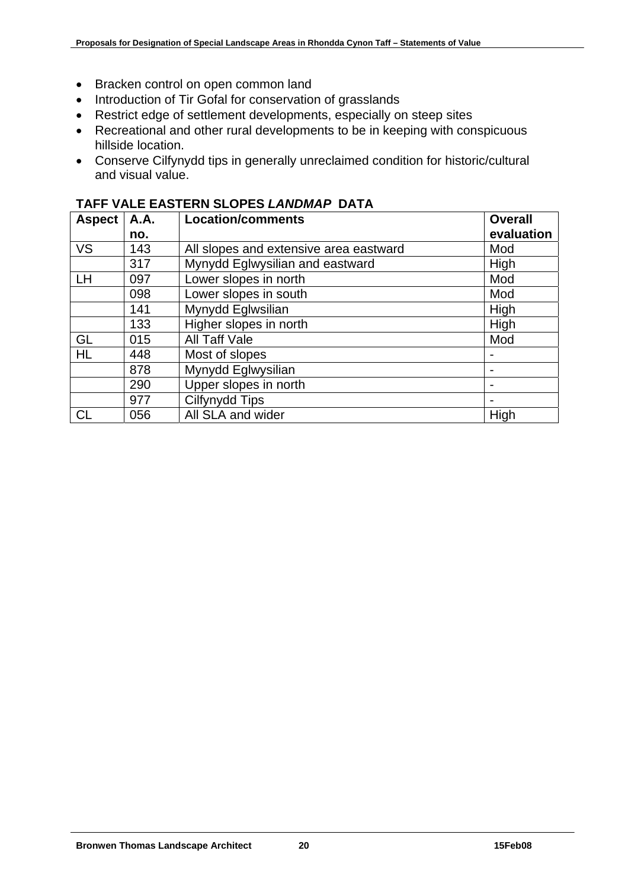- Bracken control on open common land
- Introduction of Tir Gofal for conservation of grasslands
- Restrict edge of settlement developments, especially on steep sites
- Recreational and other rural developments to be in keeping with conspicuous hillside location.
- Conserve Cilfynydd tips in generally unreclaimed condition for historic/cultural and visual value.

### TAFF VALE EASTERN SLOPES *LANDMAP* DATA

| Aspect | A.A. no. | Location/comments | Overall evaluation |
|---|---|---|---|
| VS | 143 | All slopes and extensive area eastward | Mod |
| | 317 | Mynydd Eglwysilian and eastward | High |
| LH | 097 | Lower slopes in north | Mod |
| | 098 | Lower slopes in south | Mod |
| | 141 | Mynydd Eglwsilian | High |
| | 133 | Higher slopes in north | High |
| GL | 015 | All Taff Vale | Mod |
| HL | 448 | Most of slopes | - |
| | 878 | Mynydd Eglwysilian | - |
| | 290 | Upper slopes in north | - |
| | 977 | Cilfynydd Tips | - |
| CL | 056 | All SLA and wider | High |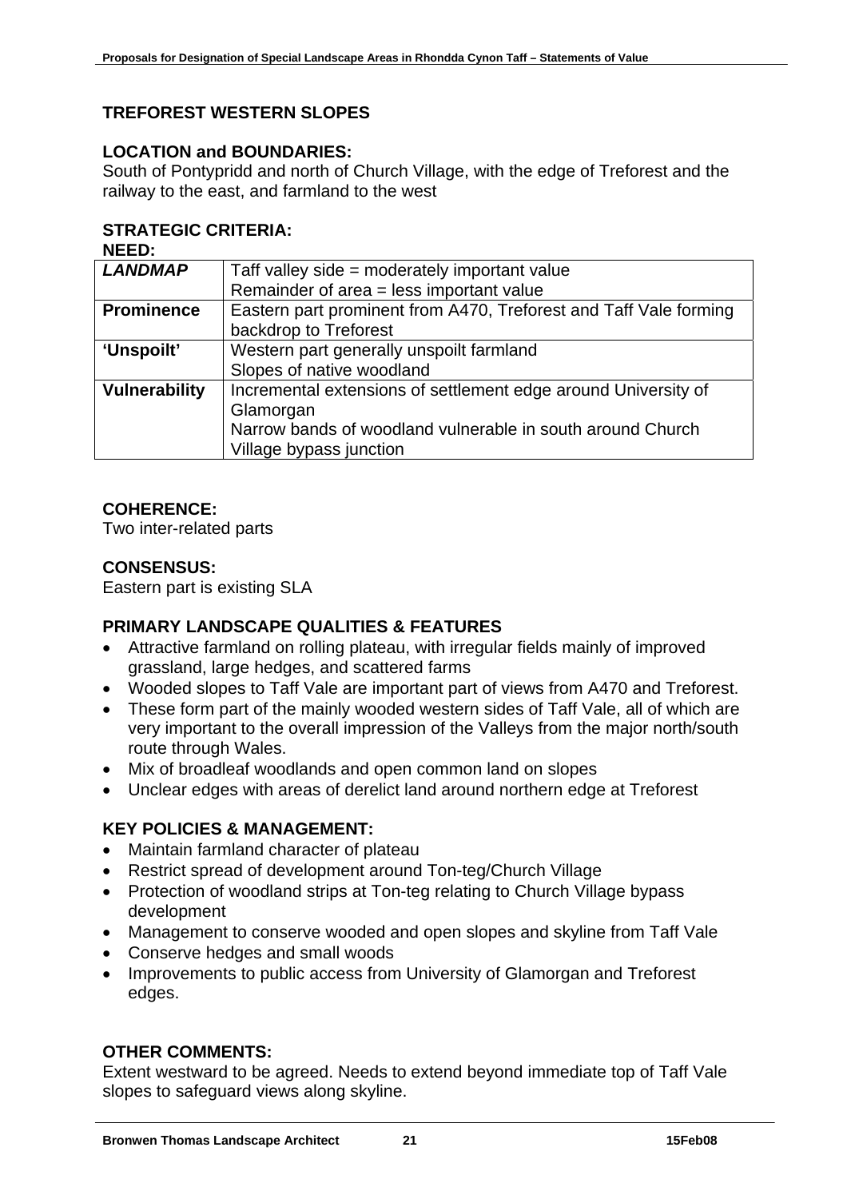## TREFOREST WESTERN SLOPES

### LOCATION and BOUNDARIES:

South of Pontypridd and north of Church Village, with the edge of Treforest and the railway to the east, and farmland to the west

### STRATEGIC CRITERIA:

**NEED:**

| | |
|---|---|
| ***LANDMAP*** | Taff valley side = moderately important value<br>Remainder of area = less important value |
| **Prominence** | Eastern part prominent from A470, Treforest and Taff Vale forming backdrop to Treforest |
| **'Unspoilt'** | Western part generally unspoilt farmland<br>Slopes of native woodland |
| **Vulnerability** | Incremental extensions of settlement edge around University of Glamorgan<br>Narrow bands of woodland vulnerable in south around Church Village bypass junction |

### COHERENCE:

Two inter-related parts

### CONSENSUS:

Eastern part is existing SLA

### PRIMARY LANDSCAPE QUALITIES & FEATURES

- Attractive farmland on rolling plateau, with irregular fields mainly of improved grassland, large hedges, and scattered farms
- Wooded slopes to Taff Vale are important part of views from A470 and Treforest.
- These form part of the mainly wooded western sides of Taff Vale, all of which are very important to the overall impression of the Valleys from the major north/south route through Wales.
- Mix of broadleaf woodlands and open common land on slopes
- Unclear edges with areas of derelict land around northern edge at Treforest

### KEY POLICIES & MANAGEMENT:

- Maintain farmland character of plateau
- Restrict spread of development around Ton-teg/Church Village
- Protection of woodland strips at Ton-teg relating to Church Village bypass development
- Management to conserve wooded and open slopes and skyline from Taff Vale
- Conserve hedges and small woods
- Improvements to public access from University of Glamorgan and Treforest edges.

### OTHER COMMENTS:

Extent westward to be agreed. Needs to extend beyond immediate top of Taff Vale slopes to safeguard views along skyline.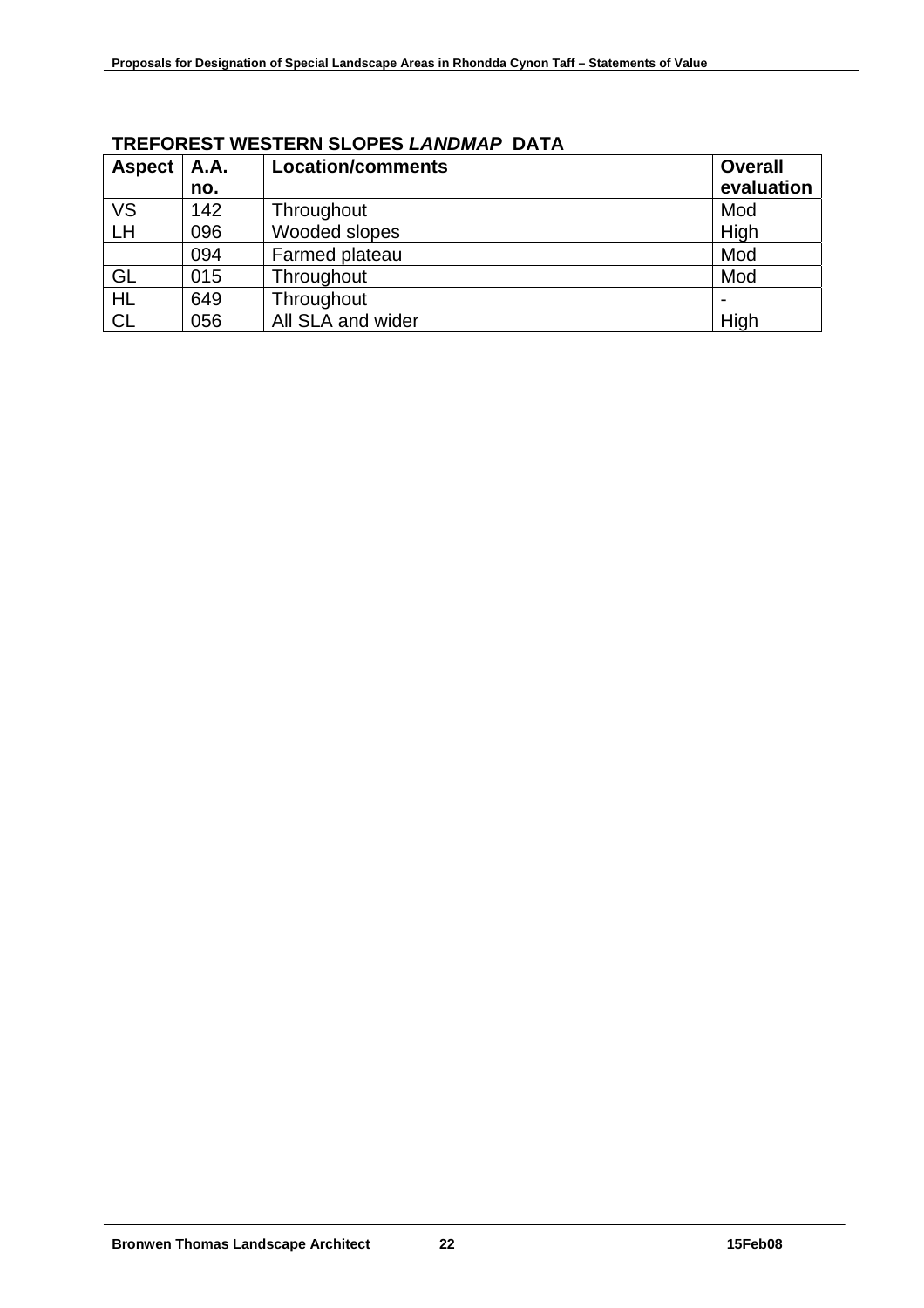### TREFOREST WESTERN SLOPES *LANDMAP* DATA

| Aspect | A.A. no. | Location/comments | Overall evaluation |
|---|---|---|---|
| VS | 142 | Throughout | Mod |
| LH | 096 | Wooded slopes | High |
| | 094 | Farmed plateau | Mod |
| GL | 015 | Throughout | Mod |
| HL | 649 | Throughout | - |
| CL | 056 | All SLA and wider | High |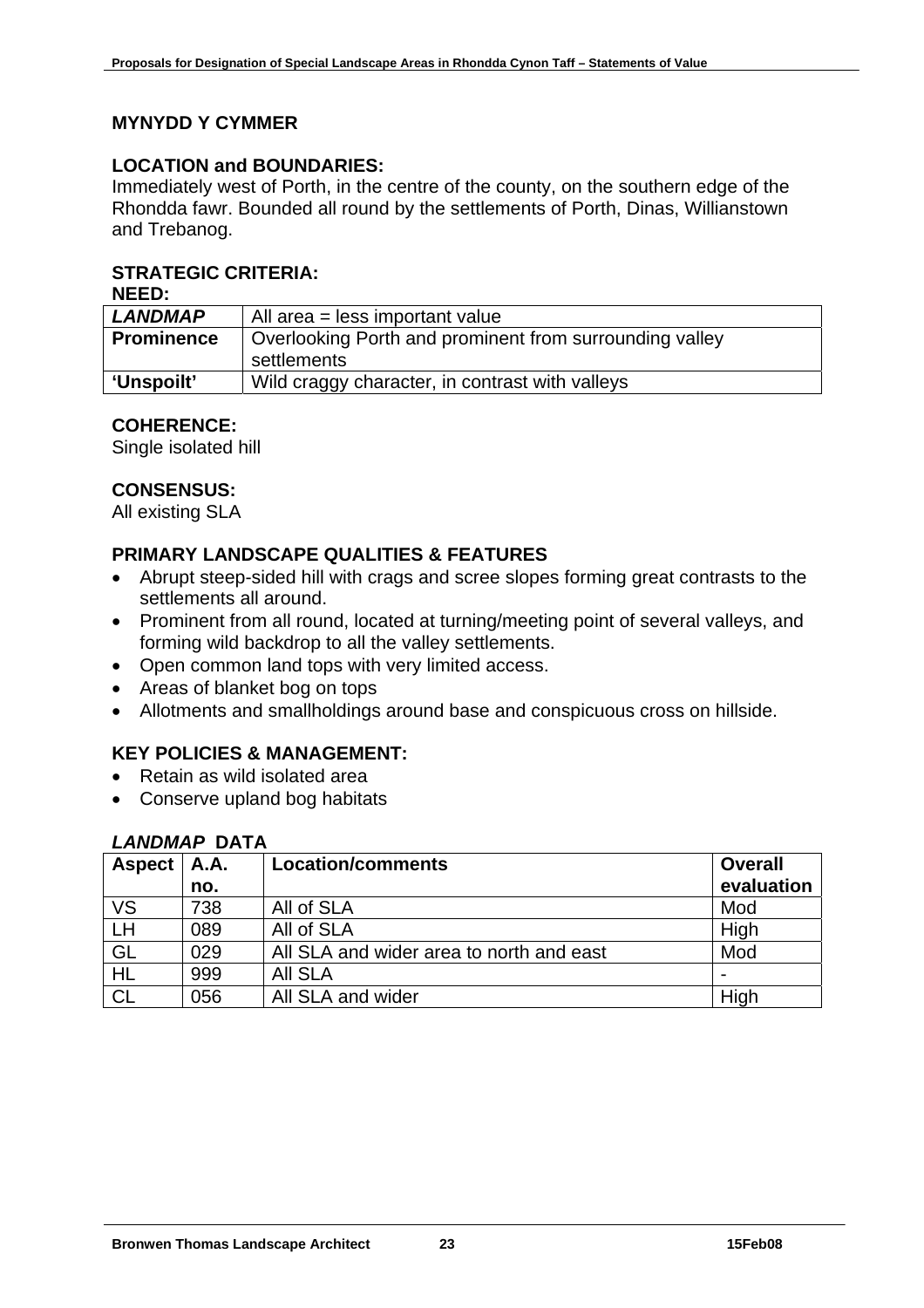## MYNYDD Y CYMMER

### LOCATION and BOUNDARIES:

Immediately west of Porth, in the centre of the county, on the southern edge of the Rhondda fawr. Bounded all round by the settlements of Porth, Dinas, Willianstown and Trebanog.

### STRATEGIC CRITERIA:

**NEED:**

| ***LANDMAP*** | All area = less important value |
|---|---|
| **Prominence** | Overlooking Porth and prominent from surrounding valley settlements |
| **'Unspoilt'** | Wild craggy character, in contrast with valleys |

### COHERENCE:

Single isolated hill

### CONSENSUS:

All existing SLA

### PRIMARY LANDSCAPE QUALITIES & FEATURES

- Abrupt steep-sided hill with crags and scree slopes forming great contrasts to the settlements all around.
- Prominent from all round, located at turning/meeting point of several valleys, and forming wild backdrop to all the valley settlements.
- Open common land tops with very limited access.
- Areas of blanket bog on tops
- Allotments and smallholdings around base and conspicuous cross on hillside.

### KEY POLICIES & MANAGEMENT:

- Retain as wild isolated area
- Conserve upland bog habitats

### *LANDMAP* DATA

| Aspect | A.A. no. | Location/comments | Overall evaluation |
|---|---|---|---|
| VS | 738 | All of SLA | Mod |
| LH | 089 | All of SLA | High |
| GL | 029 | All SLA and wider area to north and east | Mod |
| HL | 999 | All SLA | - |
| CL | 056 | All SLA and wider | High |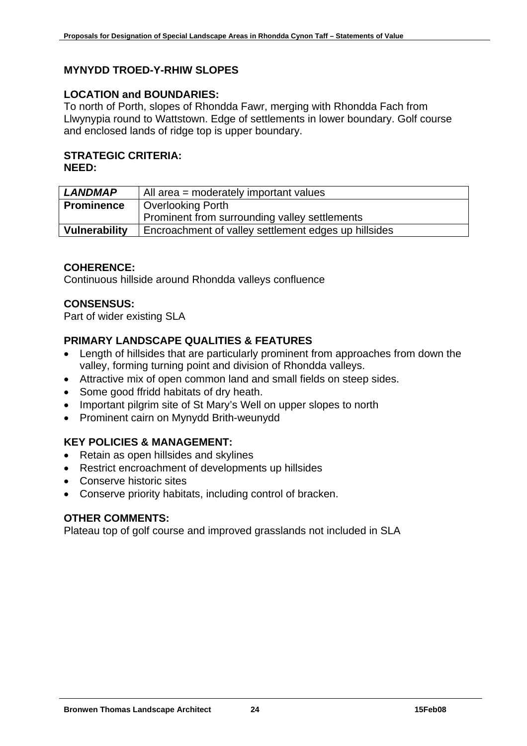## MYNYDD TROED-Y-RHIW SLOPES

**LOCATION and BOUNDARIES:**
To north of Porth, slopes of Rhondda Fawr, merging with Rhondda Fach from Llwynypia round to Wattstown. Edge of settlements in lower boundary. Golf course and enclosed lands of ridge top is upper boundary.

**STRATEGIC CRITERIA:**
**NEED:**

| | |
|---|---|
| ***LANDMAP*** | All area = moderately important values |
| **Prominence** | Overlooking Porth<br>Prominent from surrounding valley settlements |
| **Vulnerability** | Encroachment of valley settlement edges up hillsides |

**COHERENCE:**
Continuous hillside around Rhondda valleys confluence

**CONSENSUS:**
Part of wider existing SLA

**PRIMARY LANDSCAPE QUALITIES & FEATURES**

- Length of hillsides that are particularly prominent from approaches from down the valley, forming turning point and division of Rhondda valleys.
- Attractive mix of open common land and small fields on steep sides.
- Some good ffridd habitats of dry heath.
- Important pilgrim site of St Mary's Well on upper slopes to north
- Prominent cairn on Mynydd Brith-weunydd

**KEY POLICIES & MANAGEMENT:**

- Retain as open hillsides and skylines
- Restrict encroachment of developments up hillsides
- Conserve historic sites
- Conserve priority habitats, including control of bracken.

**OTHER COMMENTS:**
Plateau top of golf course and improved grasslands not included in SLA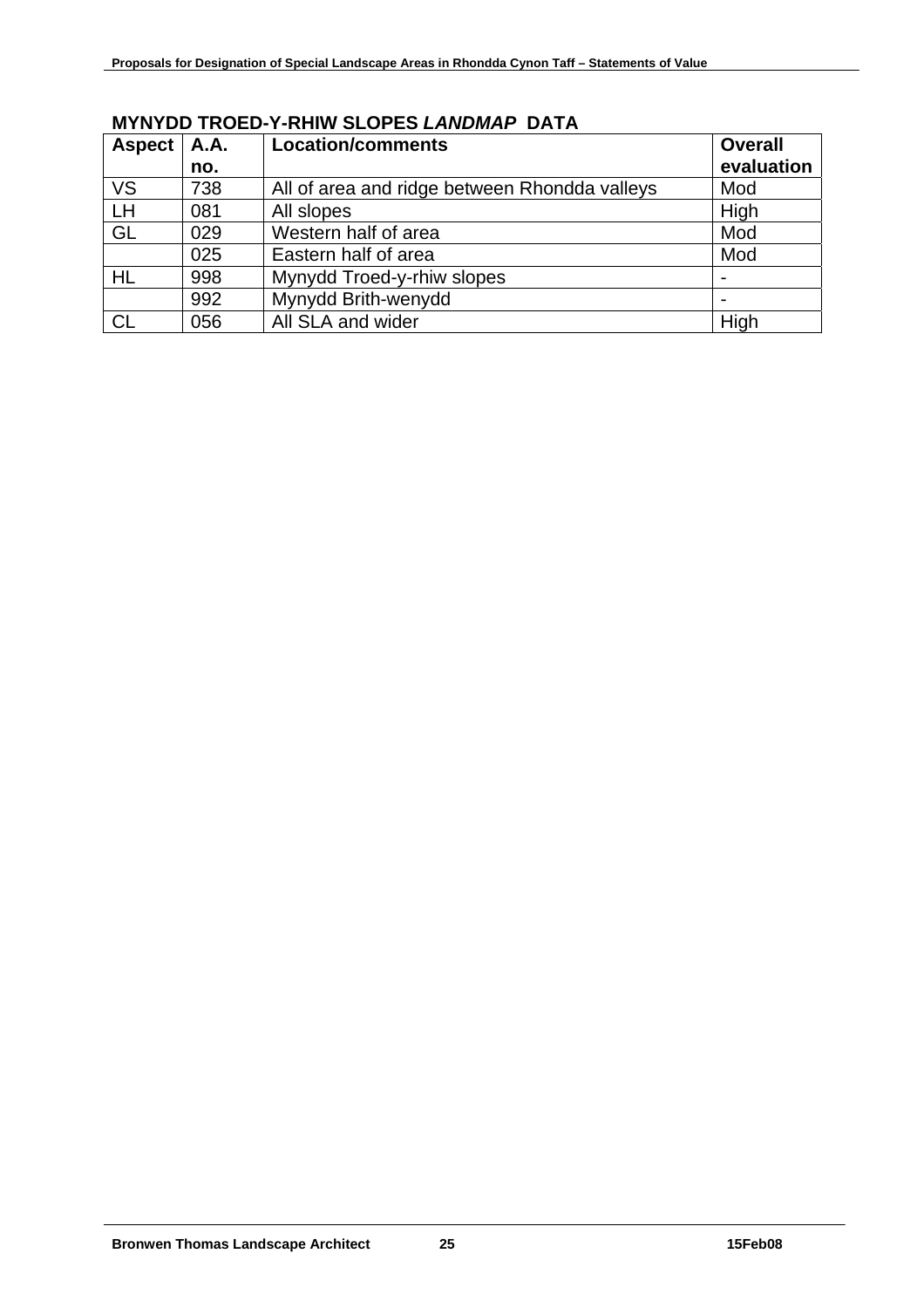**MYNYDD TROED-Y-RHIW SLOPES *LANDMAP* DATA**

| Aspect | A.A. no. | Location/comments | Overall evaluation |
|---|---|---|---|
| VS | 738 | All of area and ridge between Rhondda valleys | Mod |
| LH | 081 | All slopes | High |
| GL | 029 | Western half of area | Mod |
| | 025 | Eastern half of area | Mod |
| HL | 998 | Mynydd Troed-y-rhiw slopes | - |
| | 992 | Mynydd Brith-wenydd | - |
| CL | 056 | All SLA and wider | High |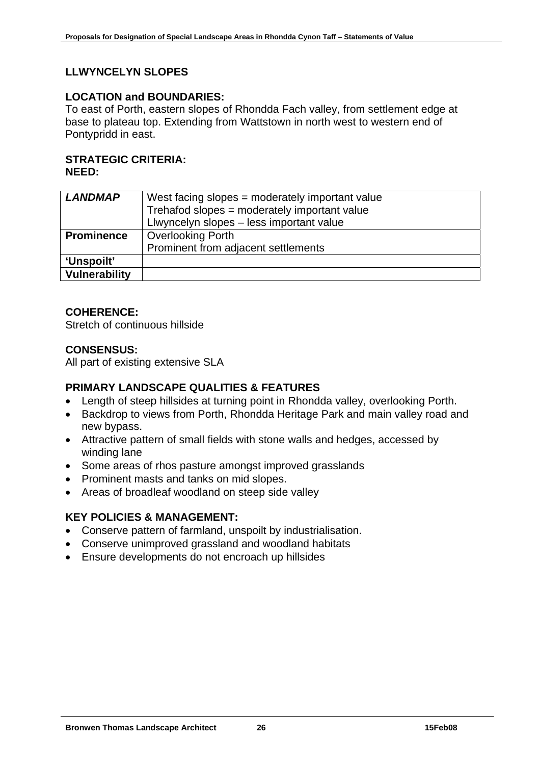## LLWYNCELYN SLOPES

### LOCATION and BOUNDARIES:

To east of Porth, eastern slopes of Rhondda Fach valley, from settlement edge at base to plateau top. Extending from Wattstown in north west to western end of Pontypridd in east.

### STRATEGIC CRITERIA:
### NEED:

| | |
|---|---|
| ***LANDMAP*** | West facing slopes = moderately important value<br>Trehafod slopes = moderately important value<br>Llwyncelyn slopes – less important value |
| **Prominence** | Overlooking Porth<br>Prominent from adjacent settlements |
| **'Unspoilt'** | |
| **Vulnerability** | |

### COHERENCE:

Stretch of continuous hillside

### CONSENSUS:

All part of existing extensive SLA

### PRIMARY LANDSCAPE QUALITIES & FEATURES

- Length of steep hillsides at turning point in Rhondda valley, overlooking Porth.
- Backdrop to views from Porth, Rhondda Heritage Park and main valley road and new bypass.
- Attractive pattern of small fields with stone walls and hedges, accessed by winding lane
- Some areas of rhos pasture amongst improved grasslands
- Prominent masts and tanks on mid slopes.
- Areas of broadleaf woodland on steep side valley

### KEY POLICIES & MANAGEMENT:

- Conserve pattern of farmland, unspoilt by industrialisation.
- Conserve unimproved grassland and woodland habitats
- Ensure developments do not encroach up hillsides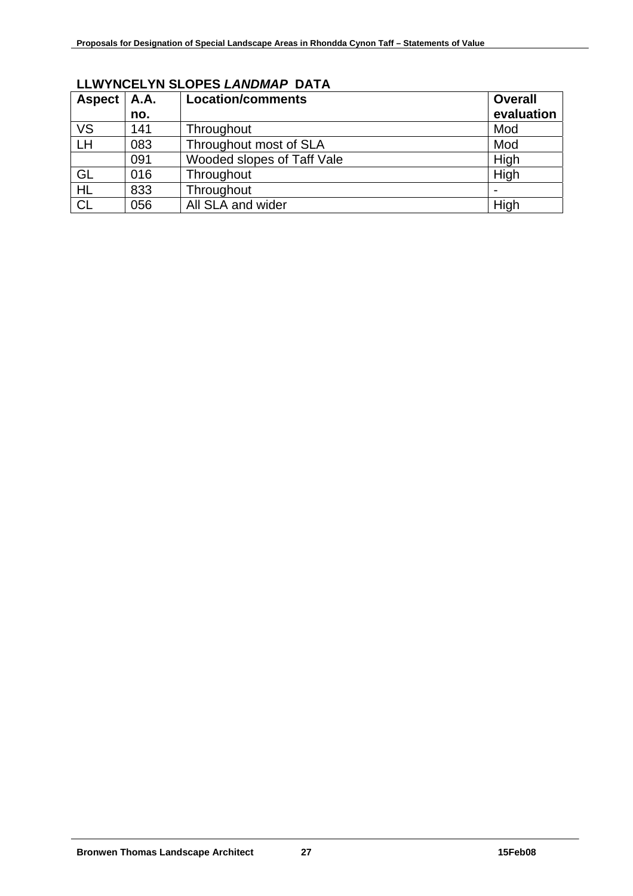## LLWYNCELYN SLOPES *LANDMAP* DATA

| Aspect | A.A. no. | Location/comments | Overall evaluation |
|---|---|---|---|
| VS | 141 | Throughout | Mod |
| LH | 083 | Throughout most of SLA | Mod |
| | 091 | Wooded slopes of Taff Vale | High |
| GL | 016 | Throughout | High |
| HL | 833 | Throughout | - |
| CL | 056 | All SLA and wider | High |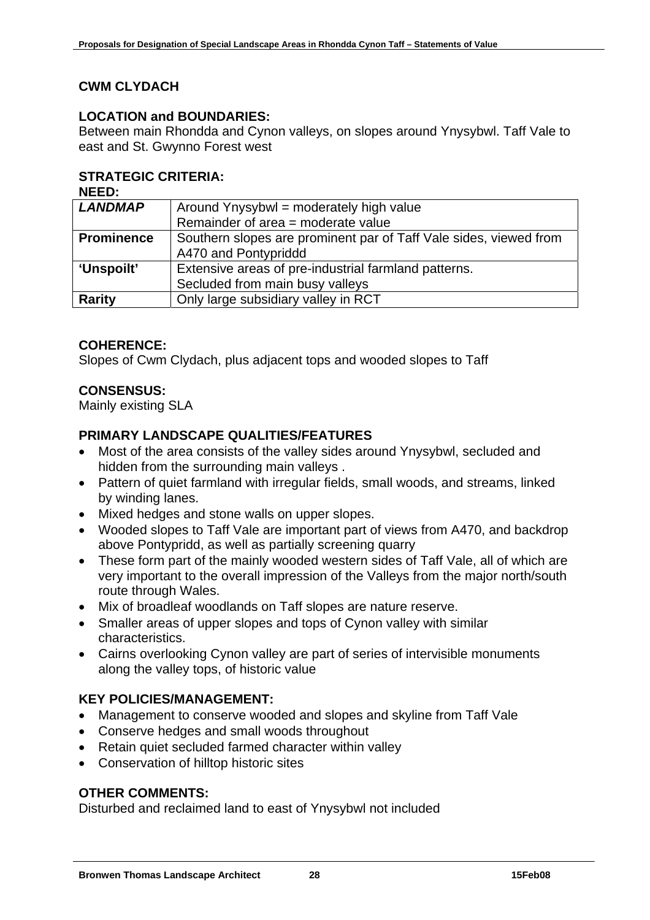## CWM CLYDACH

### LOCATION and BOUNDARIES:

Between main Rhondda and Cynon valleys, on slopes around Ynysybwl. Taff Vale to east and St. Gwynno Forest west

### STRATEGIC CRITERIA:

**NEED:**

| | |
|---|---|
| ***LANDMAP*** | Around Ynysybwl = moderately high value<br>Remainder of area = moderate value |
| **Prominence** | Southern slopes are prominent par of Taff Vale sides, viewed from A470 and Pontypriddd |
| **'Unspoilt'** | Extensive areas of pre-industrial farmland patterns.<br>Secluded from main busy valleys |
| **Rarity** | Only large subsidiary valley in RCT |

### COHERENCE:

Slopes of Cwm Clydach, plus adjacent tops and wooded slopes to Taff

### CONSENSUS:

Mainly existing SLA

### PRIMARY LANDSCAPE QUALITIES/FEATURES

- Most of the area consists of the valley sides around Ynysybwl, secluded and hidden from the surrounding main valleys .
- Pattern of quiet farmland with irregular fields, small woods, and streams, linked by winding lanes.
- Mixed hedges and stone walls on upper slopes.
- Wooded slopes to Taff Vale are important part of views from A470, and backdrop above Pontypridd, as well as partially screening quarry
- These form part of the mainly wooded western sides of Taff Vale, all of which are very important to the overall impression of the Valleys from the major north/south route through Wales.
- Mix of broadleaf woodlands on Taff slopes are nature reserve.
- Smaller areas of upper slopes and tops of Cynon valley with similar characteristics.
- Cairns overlooking Cynon valley are part of series of intervisible monuments along the valley tops, of historic value

### KEY POLICIES/MANAGEMENT:

- Management to conserve wooded and slopes and skyline from Taff Vale
- Conserve hedges and small woods throughout
- Retain quiet secluded farmed character within valley
- Conservation of hilltop historic sites

### OTHER COMMENTS:

Disturbed and reclaimed land to east of Ynysybwl not included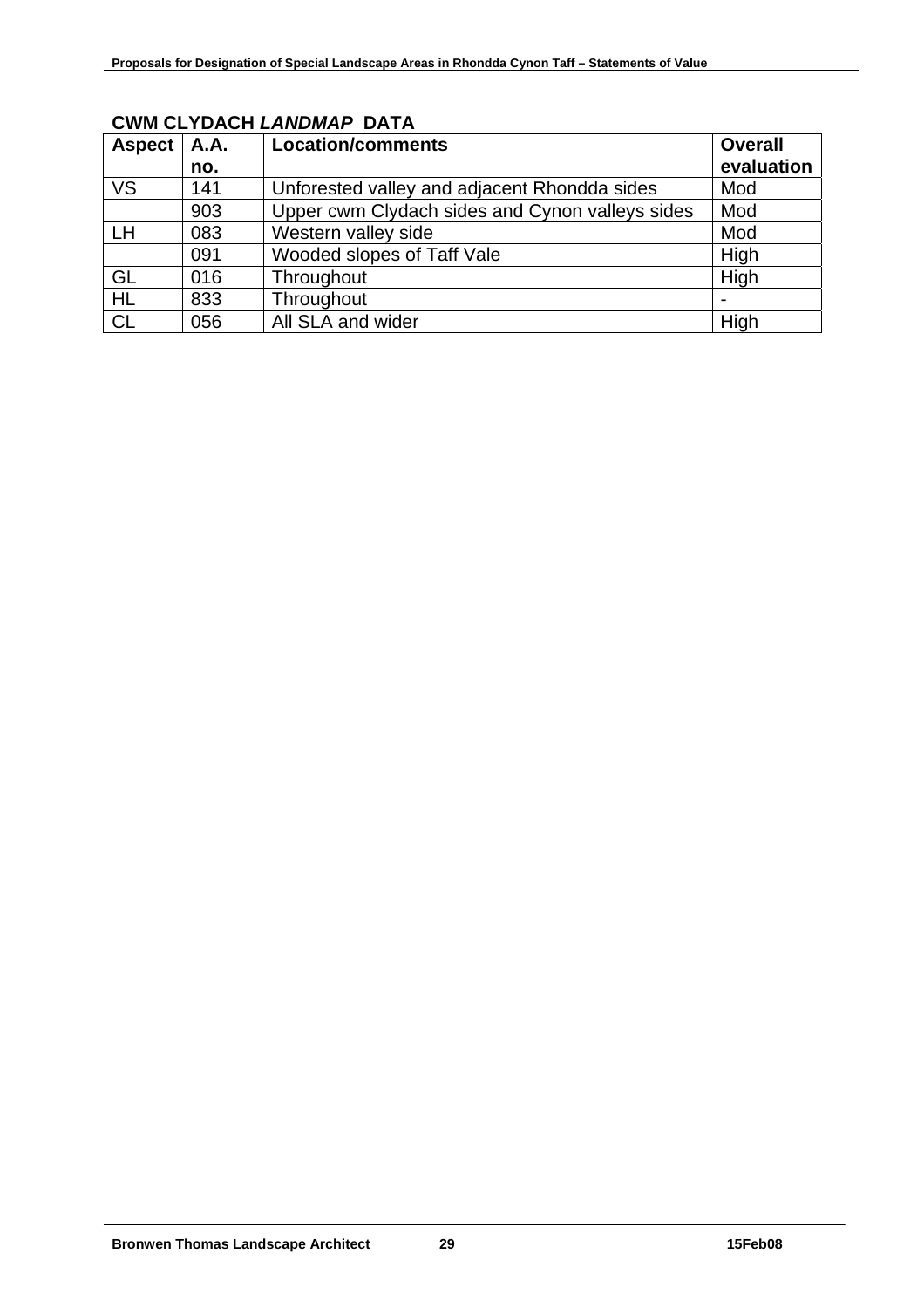## CWM CLYDACH *LANDMAP* DATA

| Aspect | A.A. no. | Location/comments | Overall evaluation |
|---|---|---|---|
| VS | 141 | Unforested valley and adjacent Rhondda sides | Mod |
| | 903 | Upper cwm Clydach sides and Cynon valleys sides | Mod |
| LH | 083 | Western valley side | Mod |
| | 091 | Wooded slopes of Taff Vale | High |
| GL | 016 | Throughout | High |
| HL | 833 | Throughout | - |
| CL | 056 | All SLA and wider | High |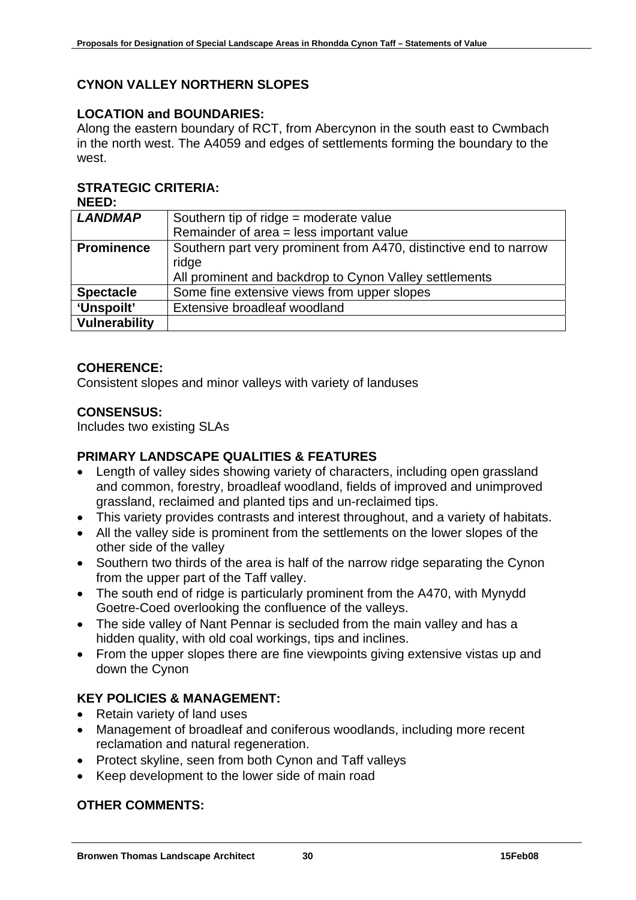## CYNON VALLEY NORTHERN SLOPES

### LOCATION and BOUNDARIES:

Along the eastern boundary of RCT, from Abercynon in the south east to Cwmbach in the north west. The A4059 and edges of settlements forming the boundary to the west.

### STRATEGIC CRITERIA:

**NEED:**

| | |
|---|---|
| ***LANDMAP*** | Southern tip of ridge = moderate value<br>Remainder of area = less important value |
| **Prominence** | Southern part very prominent from A470, distinctive end to narrow ridge<br>All prominent and backdrop to Cynon Valley settlements |
| **Spectacle** | Some fine extensive views from upper slopes |
| **'Unspoilt'** | Extensive broadleaf woodland |
| **Vulnerability** | |

### COHERENCE:

Consistent slopes and minor valleys with variety of landuses

### CONSENSUS:

Includes two existing SLAs

### PRIMARY LANDSCAPE QUALITIES & FEATURES

- Length of valley sides showing variety of characters, including open grassland and common, forestry, broadleaf woodland, fields of improved and unimproved grassland, reclaimed and planted tips and un-reclaimed tips.
- This variety provides contrasts and interest throughout, and a variety of habitats.
- All the valley side is prominent from the settlements on the lower slopes of the other side of the valley
- Southern two thirds of the area is half of the narrow ridge separating the Cynon from the upper part of the Taff valley.
- The south end of ridge is particularly prominent from the A470, with Mynydd Goetre-Coed overlooking the confluence of the valleys.
- The side valley of Nant Pennar is secluded from the main valley and has a hidden quality, with old coal workings, tips and inclines.
- From the upper slopes there are fine viewpoints giving extensive vistas up and down the Cynon

### KEY POLICIES & MANAGEMENT:

- Retain variety of land uses
- Management of broadleaf and coniferous woodlands, including more recent reclamation and natural regeneration.
- Protect skyline, seen from both Cynon and Taff valleys
- Keep development to the lower side of main road

### OTHER COMMENTS: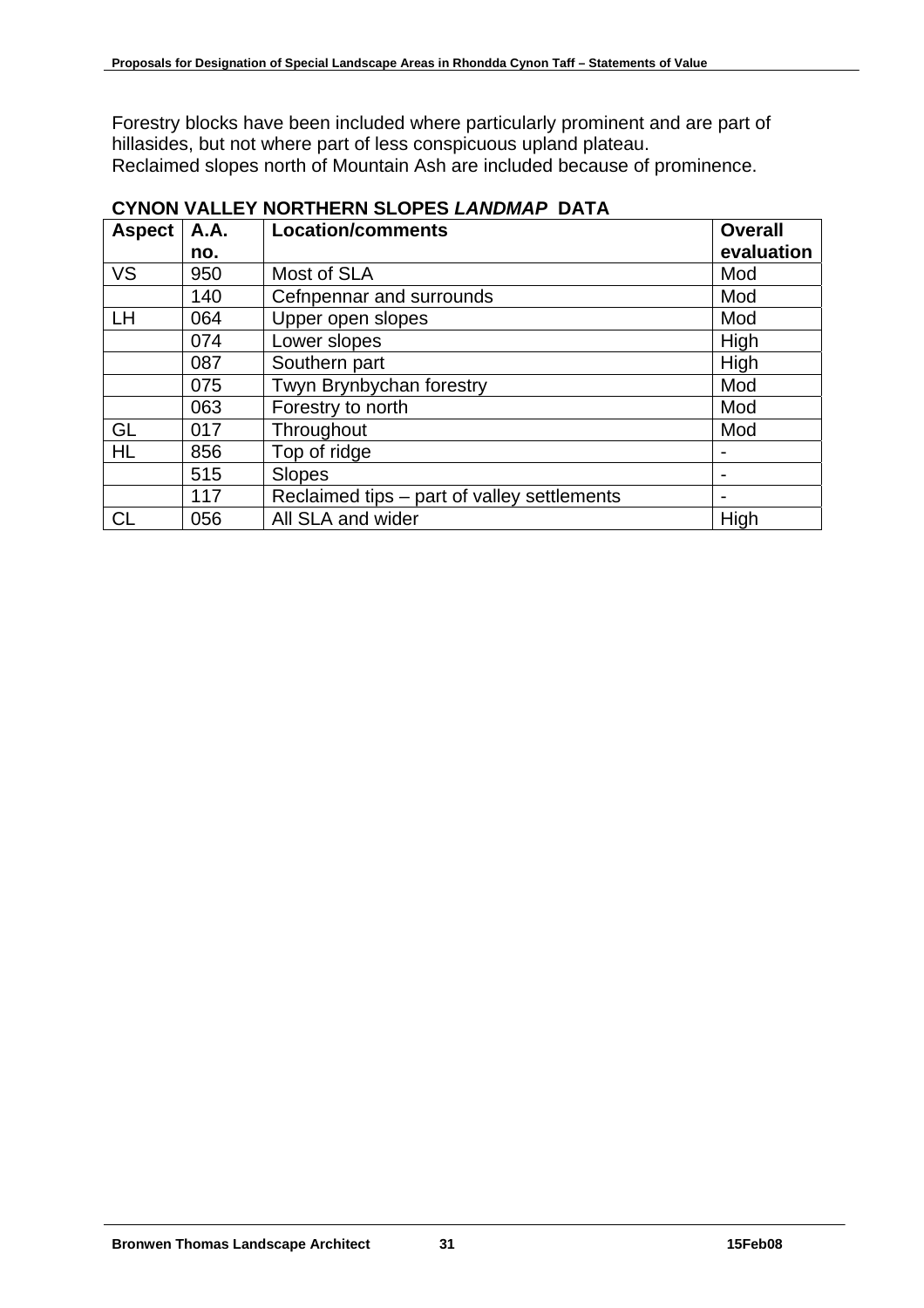Forestry blocks have been included where particularly prominent and are part of hillasides, but not where part of less conspicuous upland plateau.
Reclaimed slopes north of Mountain Ash are included because of prominence.

## CYNON VALLEY NORTHERN SLOPES *LANDMAP* DATA

| Aspect | A.A. no. | Location/comments | Overall evaluation |
|---|---|---|---|
| VS | 950 | Most of SLA | Mod |
| | 140 | Cefnpennar and surrounds | Mod |
| LH | 064 | Upper open slopes | Mod |
| | 074 | Lower slopes | High |
| | 087 | Southern part | High |
| | 075 | Twyn Brynbychan forestry | Mod |
| | 063 | Forestry to north | Mod |
| GL | 017 | Throughout | Mod |
| HL | 856 | Top of ridge | - |
| | 515 | Slopes | - |
| | 117 | Reclaimed tips – part of valley settlements | - |
| CL | 056 | All SLA and wider | High |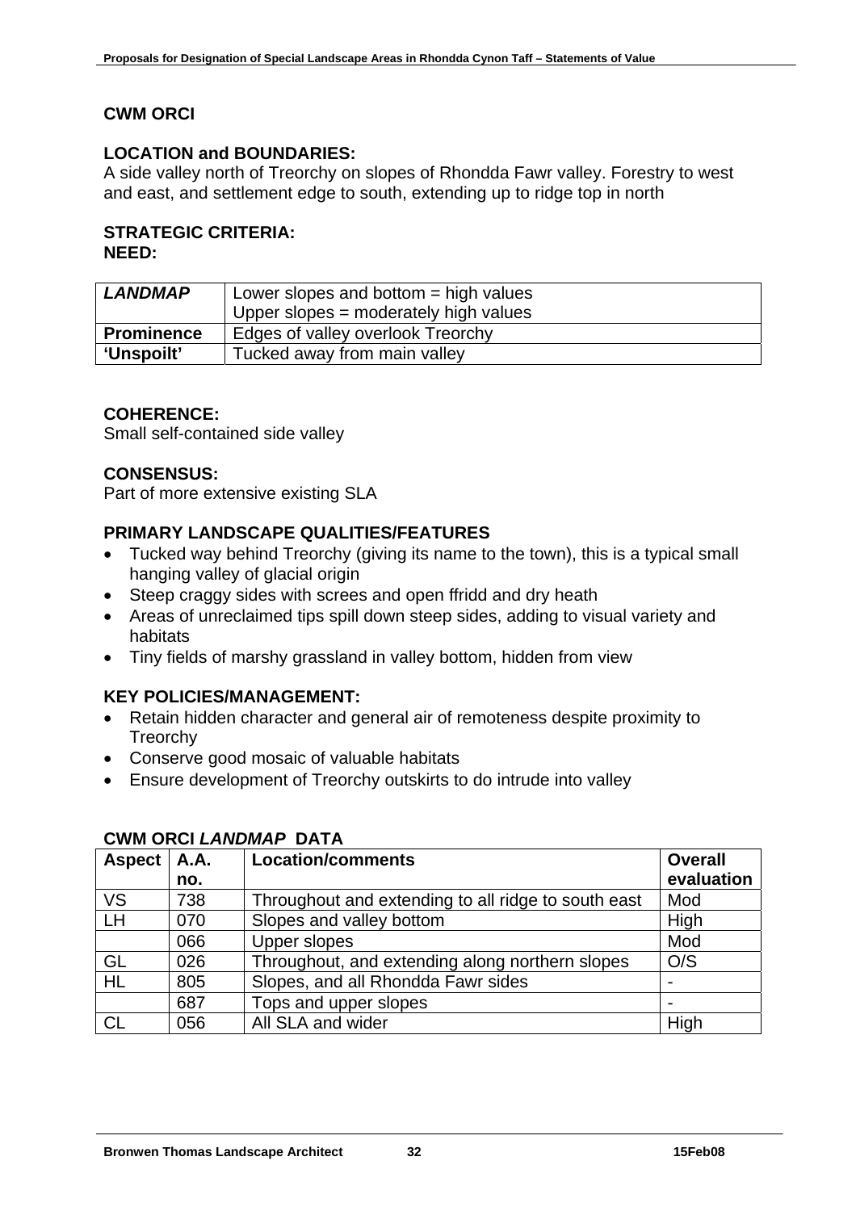## CWM ORCI

### LOCATION and BOUNDARIES:

A side valley north of Treorchy on slopes of Rhondda Fawr valley. Forestry to west and east, and settlement edge to south, extending up to ridge top in north

### STRATEGIC CRITERIA:

### NEED:

| ***LANDMAP*** | Lower slopes and bottom = high values<br>Upper slopes = moderately high values |
|---|---|
| **Prominence** | Edges of valley overlook Treorchy |
| **'Unspoilt'** | Tucked away from main valley |

### COHERENCE:

Small self-contained side valley

### CONSENSUS:

Part of more extensive existing SLA

### PRIMARY LANDSCAPE QUALITIES/FEATURES

- Tucked way behind Treorchy (giving its name to the town), this is a typical small hanging valley of glacial origin
- Steep craggy sides with screes and open ffridd and dry heath
- Areas of unreclaimed tips spill down steep sides, adding to visual variety and habitats
- Tiny fields of marshy grassland in valley bottom, hidden from view

### KEY POLICIES/MANAGEMENT:

- Retain hidden character and general air of remoteness despite proximity to Treorchy
- Conserve good mosaic of valuable habitats
- Ensure development of Treorchy outskirts to do intrude into valley

### CWM ORCI *LANDMAP* DATA

| Aspect | A.A. no. | Location/comments | Overall evaluation |
|---|---|---|---|
| VS | 738 | Throughout and extending to all ridge to south east | Mod |
| LH | 070 | Slopes and valley bottom | High |
| | 066 | Upper slopes | Mod |
| GL | 026 | Throughout, and extending along northern slopes | O/S |
| HL | 805 | Slopes, and all Rhondda Fawr sides | - |
| | 687 | Tops and upper slopes | - |
| CL | 056 | All SLA and wider | High |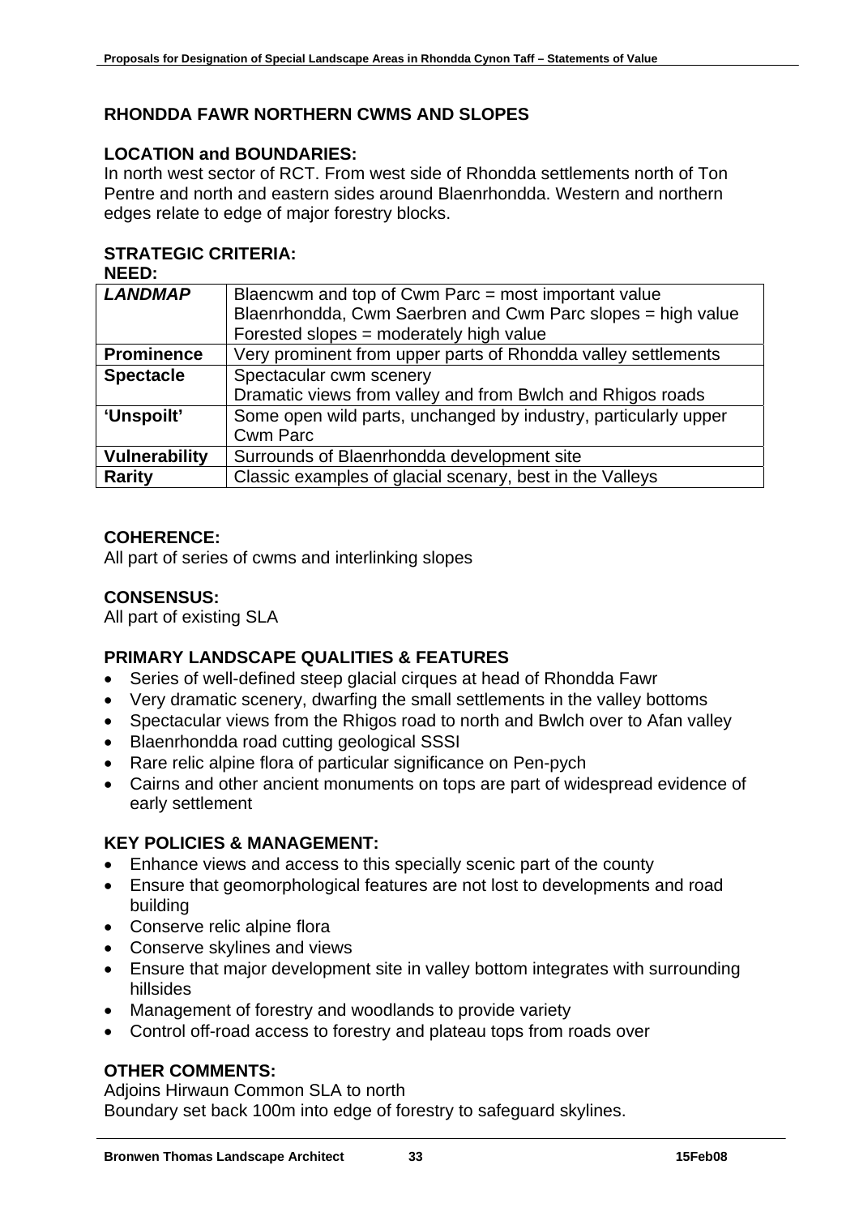## RHONDDA FAWR NORTHERN CWMS AND SLOPES

### LOCATION and BOUNDARIES:

In north west sector of RCT. From west side of Rhondda settlements north of Ton Pentre and north and eastern sides around Blaenrhondda. Western and northern edges relate to edge of major forestry blocks.

### STRATEGIC CRITERIA:

**NEED:**

| | |
|---|---|
| ***LANDMAP*** | Blaencwm and top of Cwm Parc = most important value<br>Blaenrhondda, Cwm Saerbren and Cwm Parc slopes = high value<br>Forested slopes = moderately high value |
| **Prominence** | Very prominent from upper parts of Rhondda valley settlements |
| **Spectacle** | Spectacular cwm scenery<br>Dramatic views from valley and from Bwlch and Rhigos roads |
| **'Unspoilt'** | Some open wild parts, unchanged by industry, particularly upper Cwm Parc |
| **Vulnerability** | Surrounds of Blaenrhondda development site |
| **Rarity** | Classic examples of glacial scenary, best in the Valleys |

### COHERENCE:

All part of series of cwms and interlinking slopes

### CONSENSUS:

All part of existing SLA

### PRIMARY LANDSCAPE QUALITIES & FEATURES

- Series of well-defined steep glacial cirques at head of Rhondda Fawr
- Very dramatic scenery, dwarfing the small settlements in the valley bottoms
- Spectacular views from the Rhigos road to north and Bwlch over to Afan valley
- Blaenrhondda road cutting geological SSSI
- Rare relic alpine flora of particular significance on Pen-pych
- Cairns and other ancient monuments on tops are part of widespread evidence of early settlement

### KEY POLICIES & MANAGEMENT:

- Enhance views and access to this specially scenic part of the county
- Ensure that geomorphological features are not lost to developments and road building
- Conserve relic alpine flora
- Conserve skylines and views
- Ensure that major development site in valley bottom integrates with surrounding hillsides
- Management of forestry and woodlands to provide variety
- Control off-road access to forestry and plateau tops from roads over

### OTHER COMMENTS:

Adjoins Hirwaun Common SLA to north
Boundary set back 100m into edge of forestry to safeguard skylines.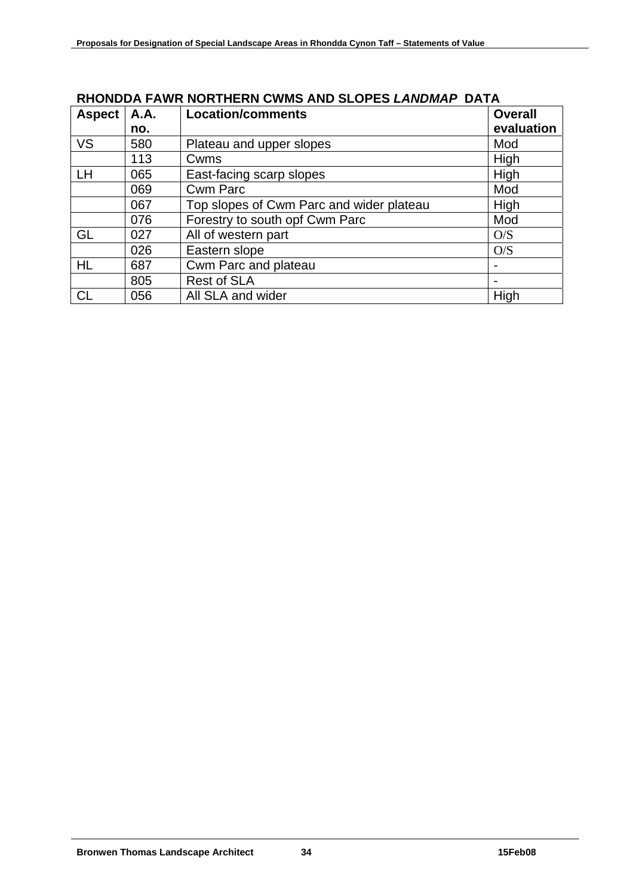## RHONDDA FAWR NORTHERN CWMS AND SLOPES *LANDMAP* DATA

| Aspect | A.A. no. | Location/comments | Overall evaluation |
|---|---|---|---|
| VS | 580 | Plateau and upper slopes | Mod |
| | 113 | Cwms | High |
| LH | 065 | East-facing scarp slopes | High |
| | 069 | Cwm Parc | Mod |
| | 067 | Top slopes of Cwm Parc and wider plateau | High |
| | 076 | Forestry to south opf Cwm Parc | Mod |
| GL | 027 | All of western part | O/S |
| | 026 | Eastern slope | O/S |
| HL | 687 | Cwm Parc and plateau | - |
| | 805 | Rest of SLA | - |
| CL | 056 | All SLA and wider | High |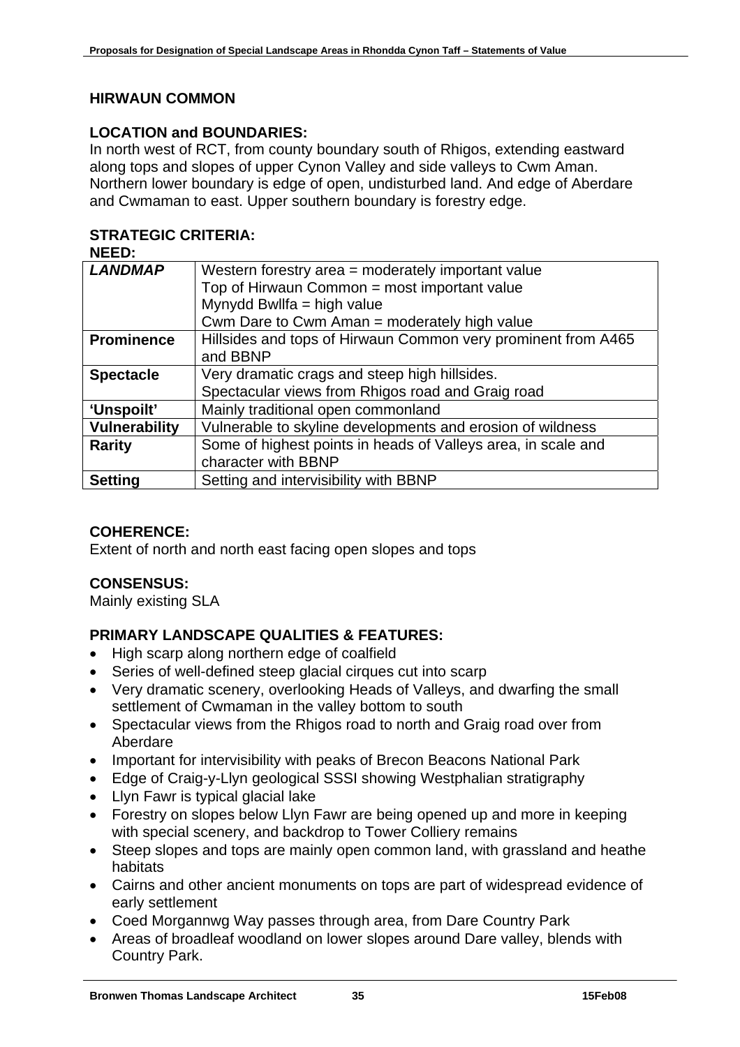## HIRWAUN COMMON

### LOCATION and BOUNDARIES:

In north west of RCT, from county boundary south of Rhigos, extending eastward along tops and slopes of upper Cynon Valley and side valleys to Cwm Aman. Northern lower boundary is edge of open, undisturbed land. And edge of Aberdare and Cwmaman to east. Upper southern boundary is forestry edge.

### STRATEGIC CRITERIA:

**NEED:**

| | |
|---|---|
| ***LANDMAP*** | Western forestry area = moderately important value<br>Top of Hirwaun Common = most important value<br>Mynydd Bwllfa = high value<br>Cwm Dare to Cwm Aman = moderately high value |
| **Prominence** | Hillsides and tops of Hirwaun Common very prominent from A465 and BBNP |
| **Spectacle** | Very dramatic crags and steep high hillsides.<br>Spectacular views from Rhigos road and Graig road |
| **'Unspoilt'** | Mainly traditional open commonland |
| **Vulnerability** | Vulnerable to skyline developments and erosion of wildness |
| **Rarity** | Some of highest points in heads of Valleys area, in scale and character with BBNP |
| **Setting** | Setting and intervisibility with BBNP |

### COHERENCE:

Extent of north and north east facing open slopes and tops

### CONSENSUS:

Mainly existing SLA

### PRIMARY LANDSCAPE QUALITIES & FEATURES:

- High scarp along northern edge of coalfield
- Series of well-defined steep glacial cirques cut into scarp
- Very dramatic scenery, overlooking Heads of Valleys, and dwarfing the small settlement of Cwmaman in the valley bottom to south
- Spectacular views from the Rhigos road to north and Graig road over from Aberdare
- Important for intervisibility with peaks of Brecon Beacons National Park
- Edge of Craig-y-Llyn geological SSSI showing Westphalian stratigraphy
- Llyn Fawr is typical glacial lake
- Forestry on slopes below Llyn Fawr are being opened up and more in keeping with special scenery, and backdrop to Tower Colliery remains
- Steep slopes and tops are mainly open common land, with grassland and heathe habitats
- Cairns and other ancient monuments on tops are part of widespread evidence of early settlement
- Coed Morgannwg Way passes through area, from Dare Country Park
- Areas of broadleaf woodland on lower slopes around Dare valley, blends with Country Park.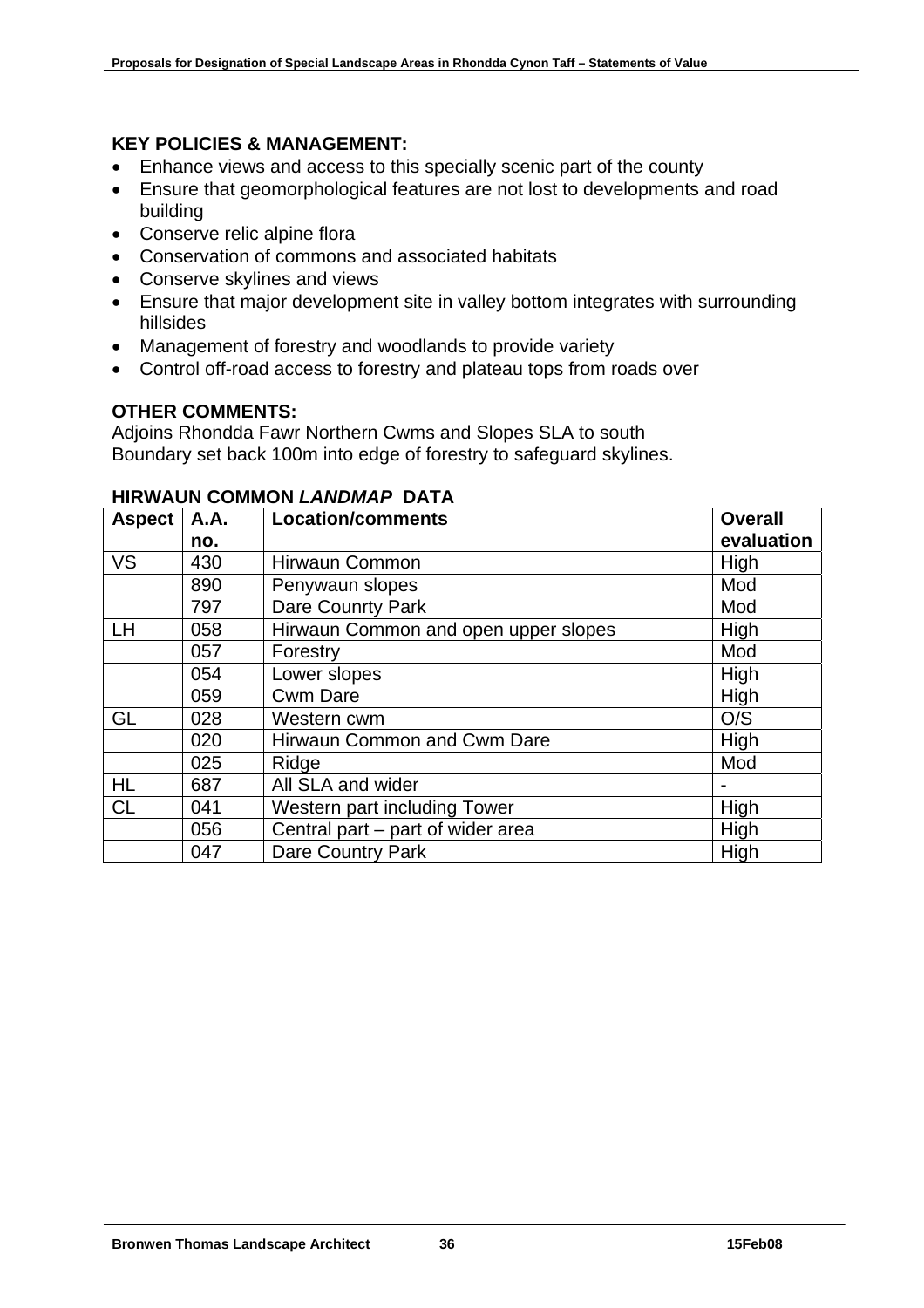**KEY POLICIES & MANAGEMENT:**

- Enhance views and access to this specially scenic part of the county
- Ensure that geomorphological features are not lost to developments and road building
- Conserve relic alpine flora
- Conservation of commons and associated habitats
- Conserve skylines and views
- Ensure that major development site in valley bottom integrates with surrounding hillsides
- Management of forestry and woodlands to provide variety
- Control off-road access to forestry and plateau tops from roads over

**OTHER COMMENTS:**

Adjoins Rhondda Fawr Northern Cwms and Slopes SLA to south
Boundary set back 100m into edge of forestry to safeguard skylines.

**HIRWAUN COMMON *LANDMAP* DATA**

| Aspect | A.A. no. | Location/comments | Overall evaluation |
|---|---|---|---|
| VS | 430 | Hirwaun Common | High |
| | 890 | Penywaun slopes | Mod |
| | 797 | Dare Counrty Park | Mod |
| LH | 058 | Hirwaun Common and open upper slopes | High |
| | 057 | Forestry | Mod |
| | 054 | Lower slopes | High |
| | 059 | Cwm Dare | High |
| GL | 028 | Western cwm | O/S |
| | 020 | Hirwaun Common and Cwm Dare | High |
| | 025 | Ridge | Mod |
| HL | 687 | All SLA and wider | - |
| CL | 041 | Western part including Tower | High |
| | 056 | Central part – part of wider area | High |
| | 047 | Dare Country Park | High |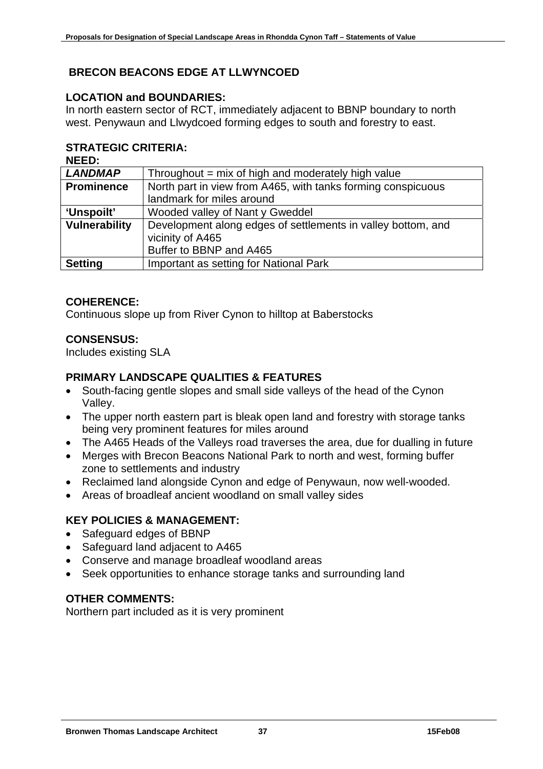## BRECON BEACONS EDGE AT LLWYNCOED

### LOCATION and BOUNDARIES:

In north eastern sector of RCT, immediately adjacent to BBNP boundary to north west. Penywaun and Llwydcoed forming edges to south and forestry to east.

### STRATEGIC CRITERIA:

**NEED:**

| | |
|---|---|
| ***LANDMAP*** | Throughout = mix of high and moderately high value |
| **Prominence** | North part in view from A465, with tanks forming conspicuous landmark for miles around |
| **'Unspoilt'** | Wooded valley of Nant y Gweddel |
| **Vulnerability** | Development along edges of settlements in valley bottom, and vicinity of A465<br>Buffer to BBNP and A465 |
| **Setting** | Important as setting for National Park |

### COHERENCE:

Continuous slope up from River Cynon to hilltop at Baberstocks

### CONSENSUS:

Includes existing SLA

### PRIMARY LANDSCAPE QUALITIES & FEATURES

- South-facing gentle slopes and small side valleys of the head of the Cynon Valley.
- The upper north eastern part is bleak open land and forestry with storage tanks being very prominent features for miles around
- The A465 Heads of the Valleys road traverses the area, due for dualling in future
- Merges with Brecon Beacons National Park to north and west, forming buffer zone to settlements and industry
- Reclaimed land alongside Cynon and edge of Penywaun, now well-wooded.
- Areas of broadleaf ancient woodland on small valley sides

### KEY POLICIES & MANAGEMENT:

- Safeguard edges of BBNP
- Safeguard land adjacent to A465
- Conserve and manage broadleaf woodland areas
- Seek opportunities to enhance storage tanks and surrounding land

### OTHER COMMENTS:

Northern part included as it is very prominent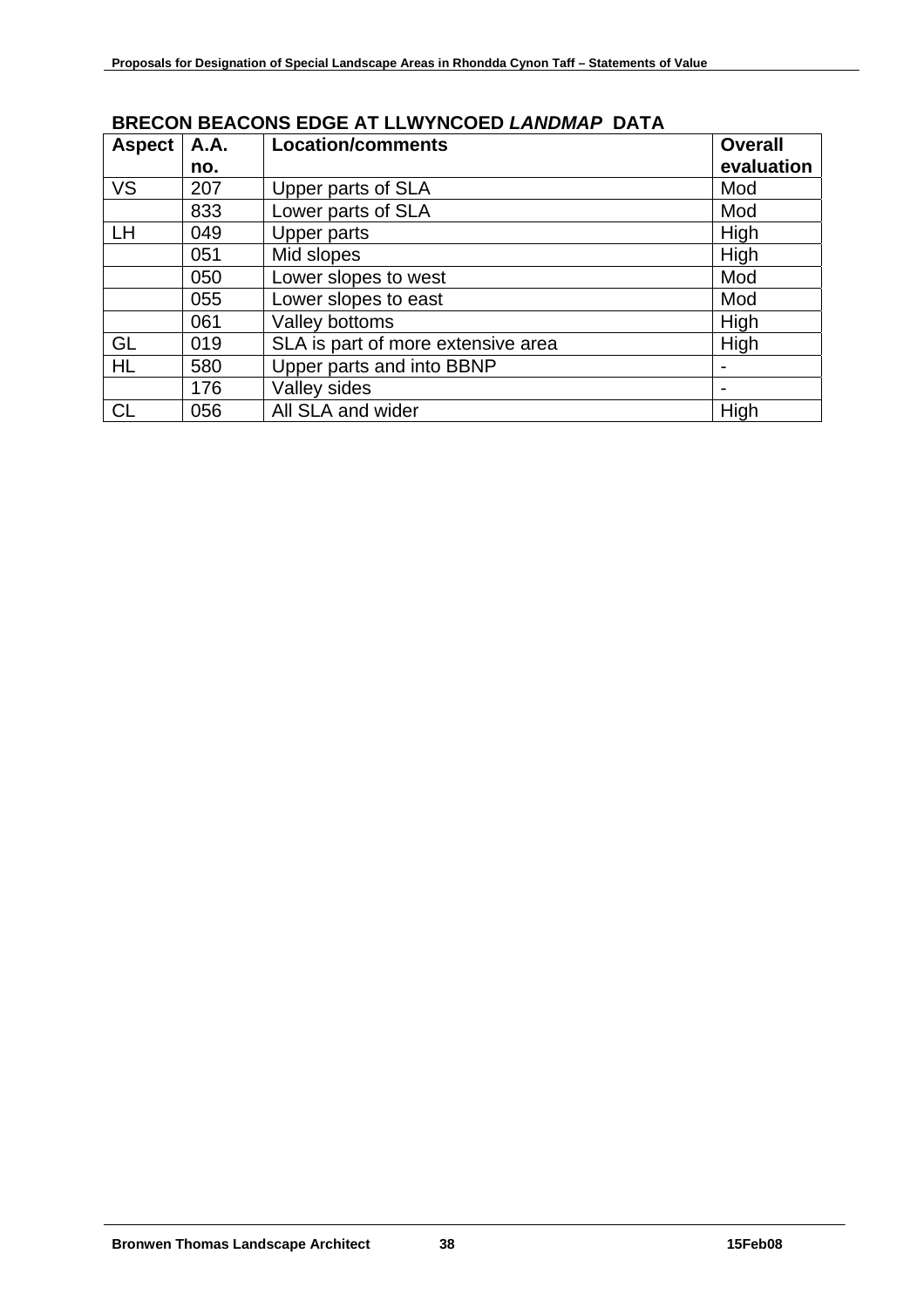## BRECON BEACONS EDGE AT LLWYNCOED *LANDMAP* DATA

| Aspect | A.A. no. | Location/comments | Overall evaluation |
|---|---|---|---|
| VS | 207 | Upper parts of SLA | Mod |
| | 833 | Lower parts of SLA | Mod |
| LH | 049 | Upper parts | High |
| | 051 | Mid slopes | High |
| | 050 | Lower slopes to west | Mod |
| | 055 | Lower slopes to east | Mod |
| | 061 | Valley bottoms | High |
| GL | 019 | SLA is part of more extensive area | High |
| HL | 580 | Upper parts and into BBNP | - |
| | 176 | Valley sides | - |
| CL | 056 | All SLA and wider | High |